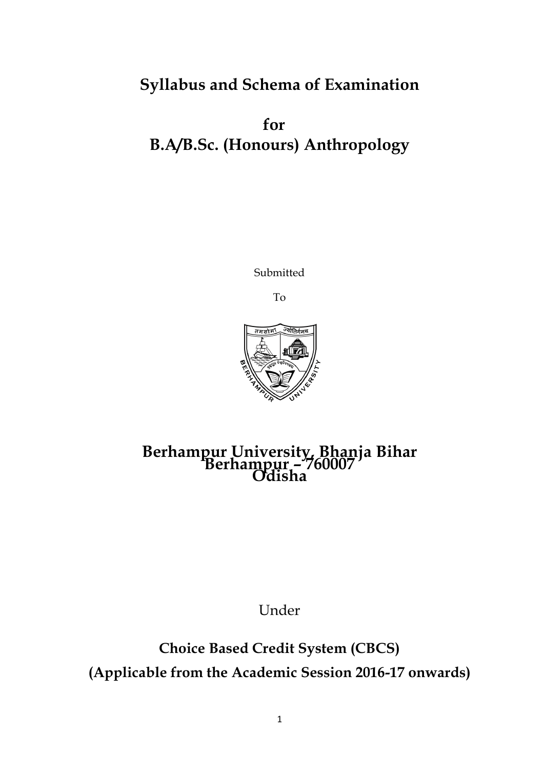# Syllabus and Schema of Examination

# for
# B.A/B.Sc. (Honours) Anthropology

Submitted

To

## Berhampur University, Bhanja Bihar
## Berhampur – 760007
## Odisha

Under

**Choice Based Credit System (CBCS)**

**(Applicable from the Academic Session 2016-17 onwards)**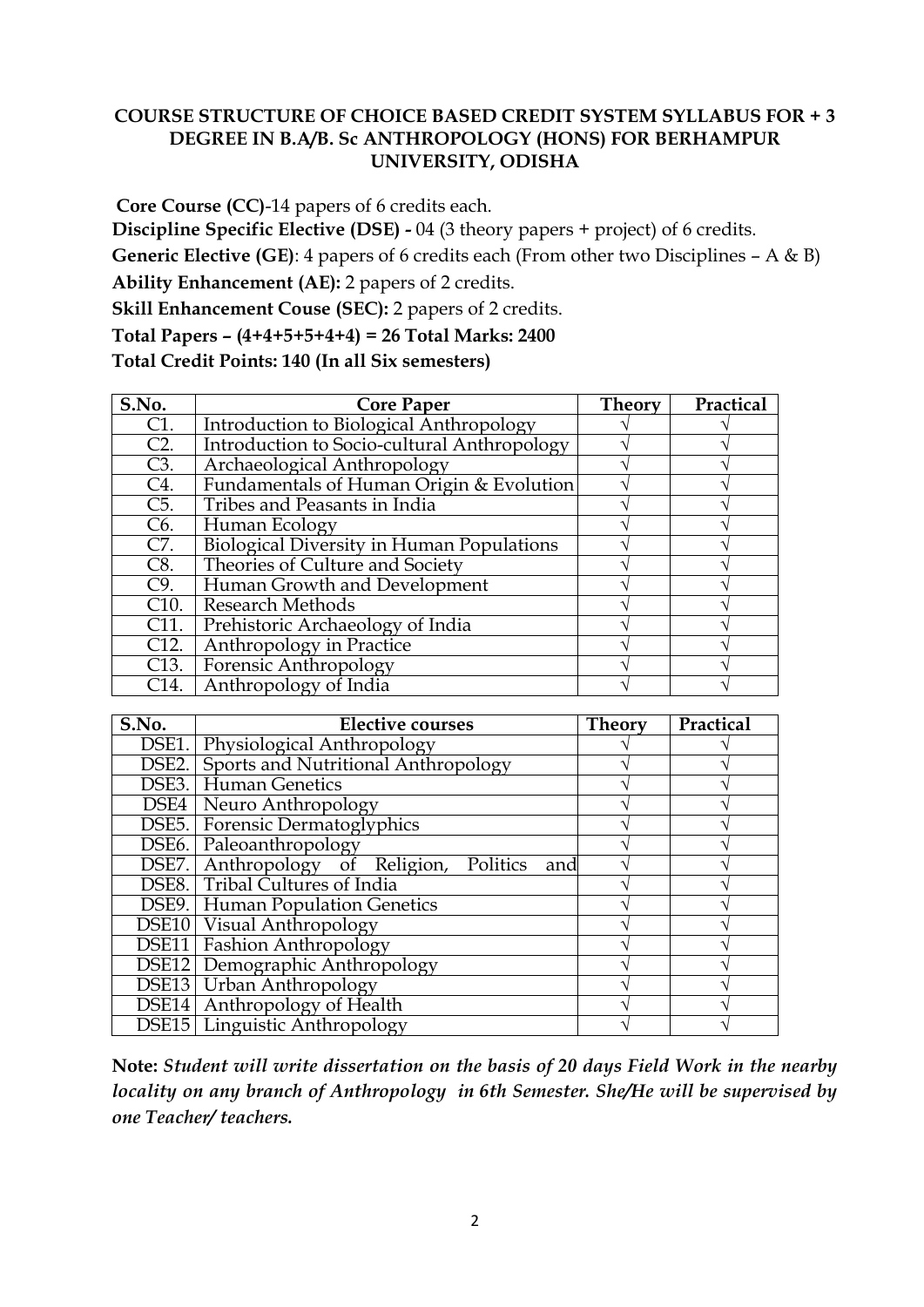**COURSE STRUCTURE OF CHOICE BASED CREDIT SYSTEM SYLLABUS FOR + 3 DEGREE IN B.A/B. Sc ANTHROPOLOGY (HONS) FOR BERHAMPUR UNIVERSITY, ODISHA**

**Core Course (CC)**-14 papers of 6 credits each.

**Discipline Specific Elective (DSE) -** 04 (3 theory papers + project) of 6 credits.

**Generic Elective (GE)**: 4 papers of 6 credits each (From other two Disciplines – A & B)

**Ability Enhancement (AE):** 2 papers of 2 credits.

**Skill Enhancement Couse (SEC):** 2 papers of 2 credits.

**Total Papers – (4+4+5+5+4+4) = 26 Total Marks: 2400**

**Total Credit Points: 140 (In all Six semesters)**

| S.No. | Core Paper | Theory | Practical |
|---|---|---|---|
| C1. | Introduction to Biological Anthropology | √ | √ |
| C2. | Introduction to Socio-cultural Anthropology | √ | √ |
| C3. | Archaeological Anthropology | √ | √ |
| C4. | Fundamentals of Human Origin & Evolution | √ | √ |
| C5. | Tribes and Peasants in India | √ | √ |
| C6. | Human Ecology | √ | √ |
| C7. | Biological Diversity in Human Populations | √ | √ |
| C8. | Theories of Culture and Society | √ | √ |
| C9. | Human Growth and Development | √ | √ |
| C10. | Research Methods | √ | √ |
| C11. | Prehistoric Archaeology of India | √ | √ |
| C12. | Anthropology in Practice | √ | √ |
| C13. | Forensic Anthropology | √ | √ |
| C14. | Anthropology of India | √ | √ |

| S.No. | Elective courses | Theory | Practical |
|---|---|---|---|
| DSE1. | Physiological Anthropology | √ | √ |
| DSE2. | Sports and Nutritional Anthropology | √ | √ |
| DSE3. | Human Genetics | √ | √ |
| DSE4 | Neuro Anthropology | √ | √ |
| DSE5. | Forensic Dermatoglyphics | √ | √ |
| DSE6. | Paleoanthropology | √ | √ |
| DSE7. | Anthropology of Religion, Politics and | √ | √ |
| DSE8. | Tribal Cultures of India | √ | √ |
| DSE9. | Human Population Genetics | √ | √ |
| DSE10 | Visual Anthropology | √ | √ |
| DSE11 | Fashion Anthropology | √ | √ |
| DSE12 | Demographic Anthropology | √ | √ |
| DSE13 | Urban Anthropology | √ | √ |
| DSE14 | Anthropology of Health | √ | √ |
| DSE15 | Linguistic Anthropology | √ | √ |

**Note:** ***Student will write dissertation on the basis of 20 days Field Work in the nearby locality on any branch of Anthropology in 6th Semester. She/He will be supervised by one Teacher/ teachers.***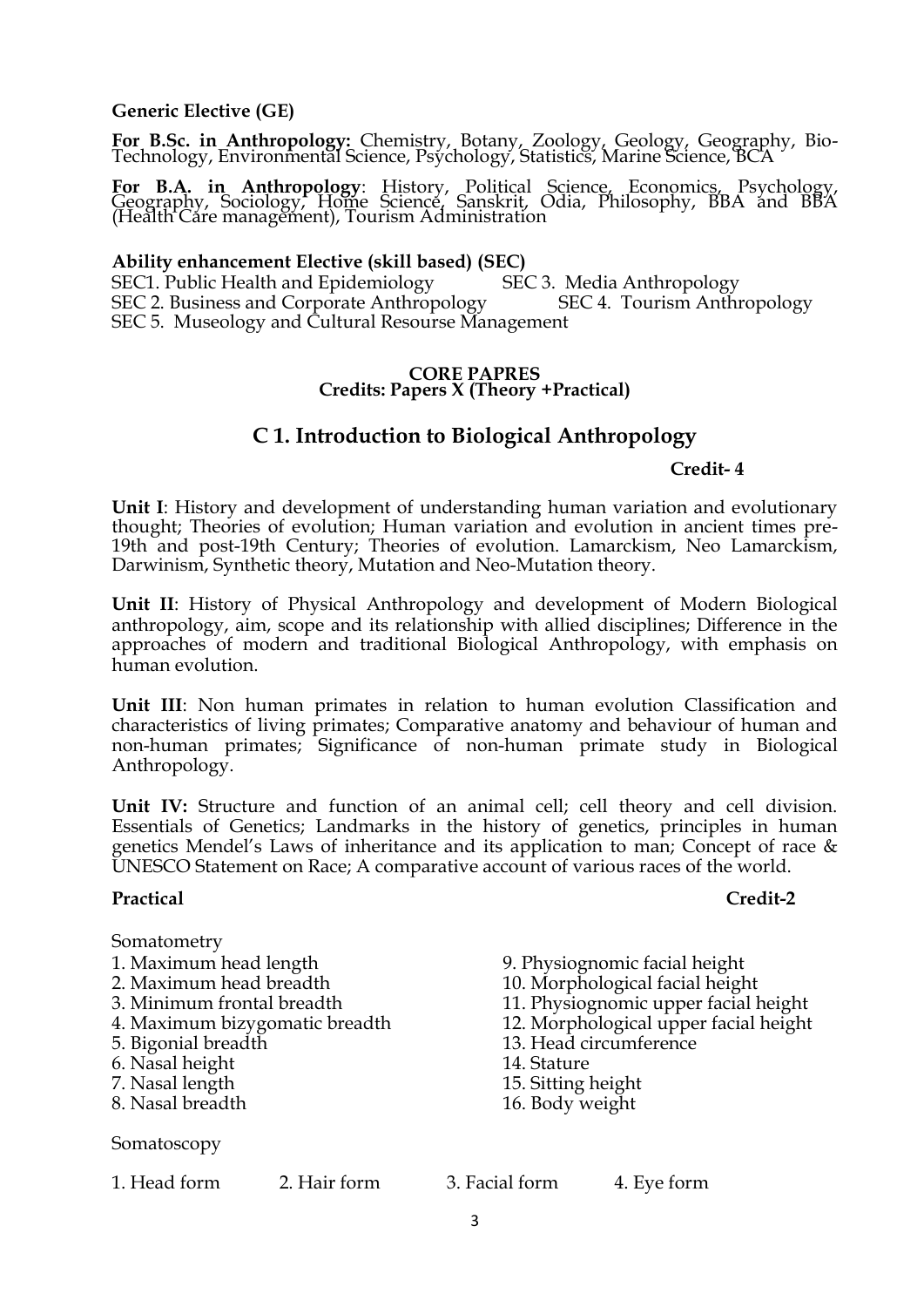**Generic Elective (GE)**

**For B.Sc. in Anthropology:** Chemistry, Botany, Zoology, Geology, Geography, Bio-Technology, Environmental Science, Psychology, Statistics, Marine Science, BCA

**For B.A. in Anthropology**: History, Political Science, Economics, Psychology, Geography, Sociology, Home Science, Sanskrit, Odia, Philosophy, BBA and BBA (Health Care management), Tourism Administration

**Ability enhancement Elective (skill based) (SEC)**

SEC1. Public Health and Epidemiology

SEC 2. Business and Corporate Anthropology

SEC 3. Media Anthropology

SEC 4. Tourism Anthropology

SEC 5. Museology and Cultural Resourse Management

**CORE PAPRES**
**Credits: Papers X (Theory +Practical)**

## C 1. Introduction to Biological Anthropology

**Credit- 4**

**Unit I**: History and development of understanding human variation and evolutionary thought; Theories of evolution; Human variation and evolution in ancient times pre-19th and post-19th Century; Theories of evolution. Lamarckism, Neo Lamarckism, Darwinism, Synthetic theory, Mutation and Neo-Mutation theory.

**Unit II**: History of Physical Anthropology and development of Modern Biological anthropology, aim, scope and its relationship with allied disciplines; Difference in the approaches of modern and traditional Biological Anthropology, with emphasis on human evolution.

**Unit III**: Non human primates in relation to human evolution Classification and characteristics of living primates; Comparative anatomy and behaviour of human and non-human primates; Significance of non-human primate study in Biological Anthropology.

**Unit IV:** Structure and function of an animal cell; cell theory and cell division. Essentials of Genetics; Landmarks in the history of genetics, principles in human genetics Mendel's Laws of inheritance and its application to man; Concept of race & UNESCO Statement on Race; A comparative account of various races of the world.

**Practical** **Credit-2**

Somatometry

1. Maximum head length
2. Maximum head breadth
3. Minimum frontal breadth
4. Maximum bizygomatic breadth
5. Bigonial breadth
6. Nasal height
7. Nasal length
8. Nasal breadth
9. Physiognomic facial height
10. Morphological facial height
11. Physiognomic upper facial height
12. Morphological upper facial height
13. Head circumference
14. Stature
15. Sitting height
16. Body weight

Somatoscopy

1. Head form
2. Hair form
3. Facial form
4. Eye form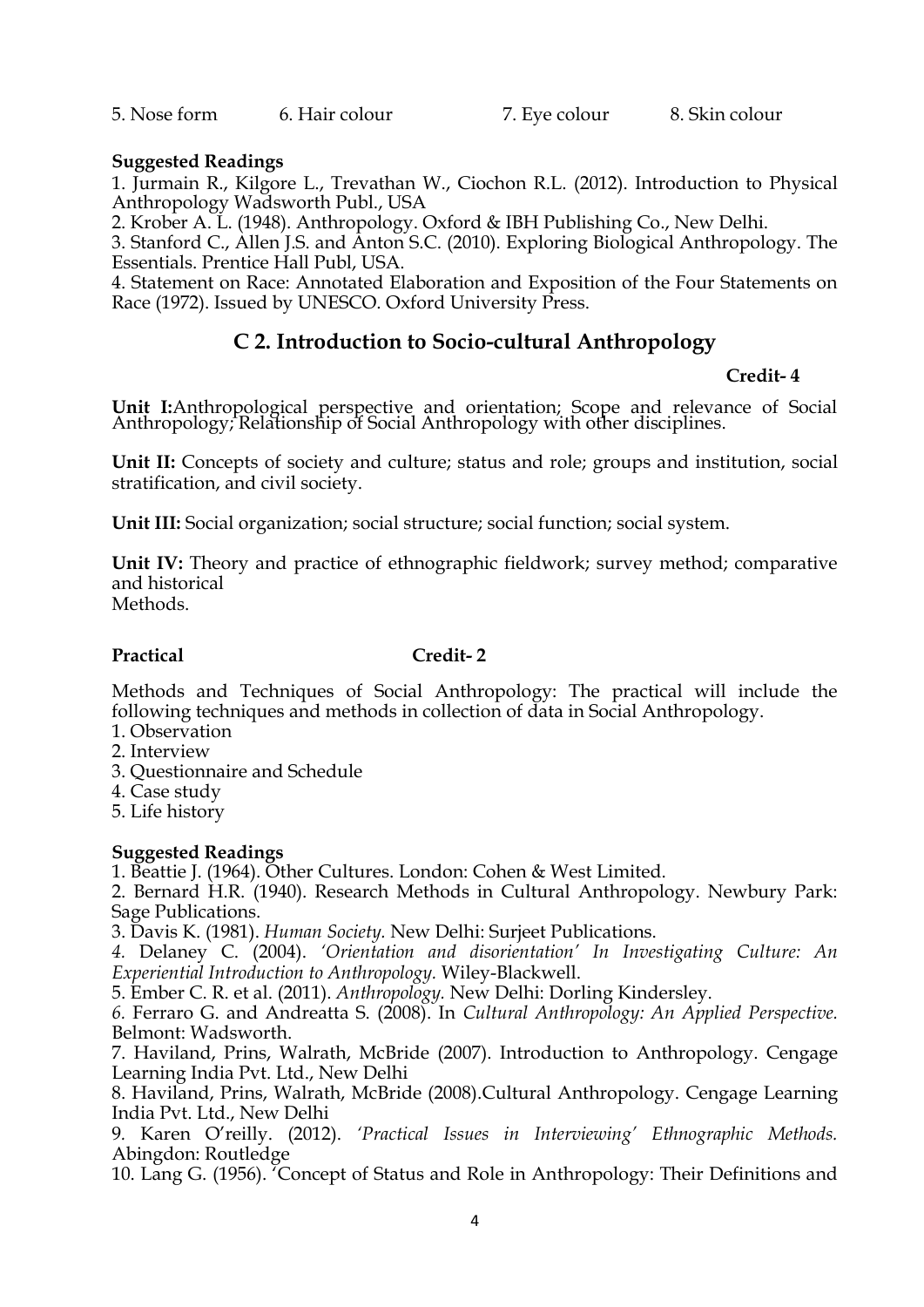5. Nose form 6. Hair colour 7. Eye colour 8. Skin colour

**Suggested Readings**

1. Jurmain R., Kilgore L., Trevathan W., Ciochon R.L. (2012). Introduction to Physical Anthropology Wadsworth Publ., USA
2. Krober A. L. (1948). Anthropology. Oxford & IBH Publishing Co., New Delhi.
3. Stanford C., Allen J.S. and Anton S.C. (2010). Exploring Biological Anthropology. The Essentials. Prentice Hall Publ, USA.
4. Statement on Race: Annotated Elaboration and Exposition of the Four Statements on Race (1972). Issued by UNESCO. Oxford University Press.

## C 2. Introduction to Socio-cultural Anthropology

**Credit- 4**

**Unit I:**Anthropological perspective and orientation; Scope and relevance of Social Anthropology; Relationship of Social Anthropology with other disciplines.

**Unit II:** Concepts of society and culture; status and role; groups and institution, social stratification, and civil society.

**Unit III:** Social organization; social structure; social function; social system.

**Unit IV:** Theory and practice of ethnographic fieldwork; survey method; comparative and historical
Methods.

**Practical** **Credit- 2**

Methods and Techniques of Social Anthropology: The practical will include the following techniques and methods in collection of data in Social Anthropology.

1. Observation
2. Interview
3. Questionnaire and Schedule
4. Case study
5. Life history

**Suggested Readings**

1. Beattie J. (1964). Other Cultures. London: Cohen & West Limited.
2. Bernard H.R. (1940). Research Methods in Cultural Anthropology. Newbury Park: Sage Publications.
3. Davis K. (1981). *Human Society.* New Delhi: Surjeet Publications.
4. Delaney C. (2004). *'Orientation and disorientation' In Investigating Culture: An Experiential Introduction to Anthropology.* Wiley-Blackwell.
5. Ember C. R. et al. (2011). *Anthropology.* New Delhi: Dorling Kindersley.
6. Ferraro G. and Andreatta S. (2008). In *Cultural Anthropology: An Applied Perspective.* Belmont: Wadsworth.
7. Haviland, Prins, Walrath, McBride (2007). Introduction to Anthropology. Cengage Learning India Pvt. Ltd., New Delhi
8. Haviland, Prins, Walrath, McBride (2008).Cultural Anthropology. Cengage Learning India Pvt. Ltd., New Delhi
9. Karen O'reilly. (2012). *'Practical Issues in Interviewing' Ethnographic Methods.* Abingdon: Routledge
10. Lang G. (1956). 'Concept of Status and Role in Anthropology: Their Definitions and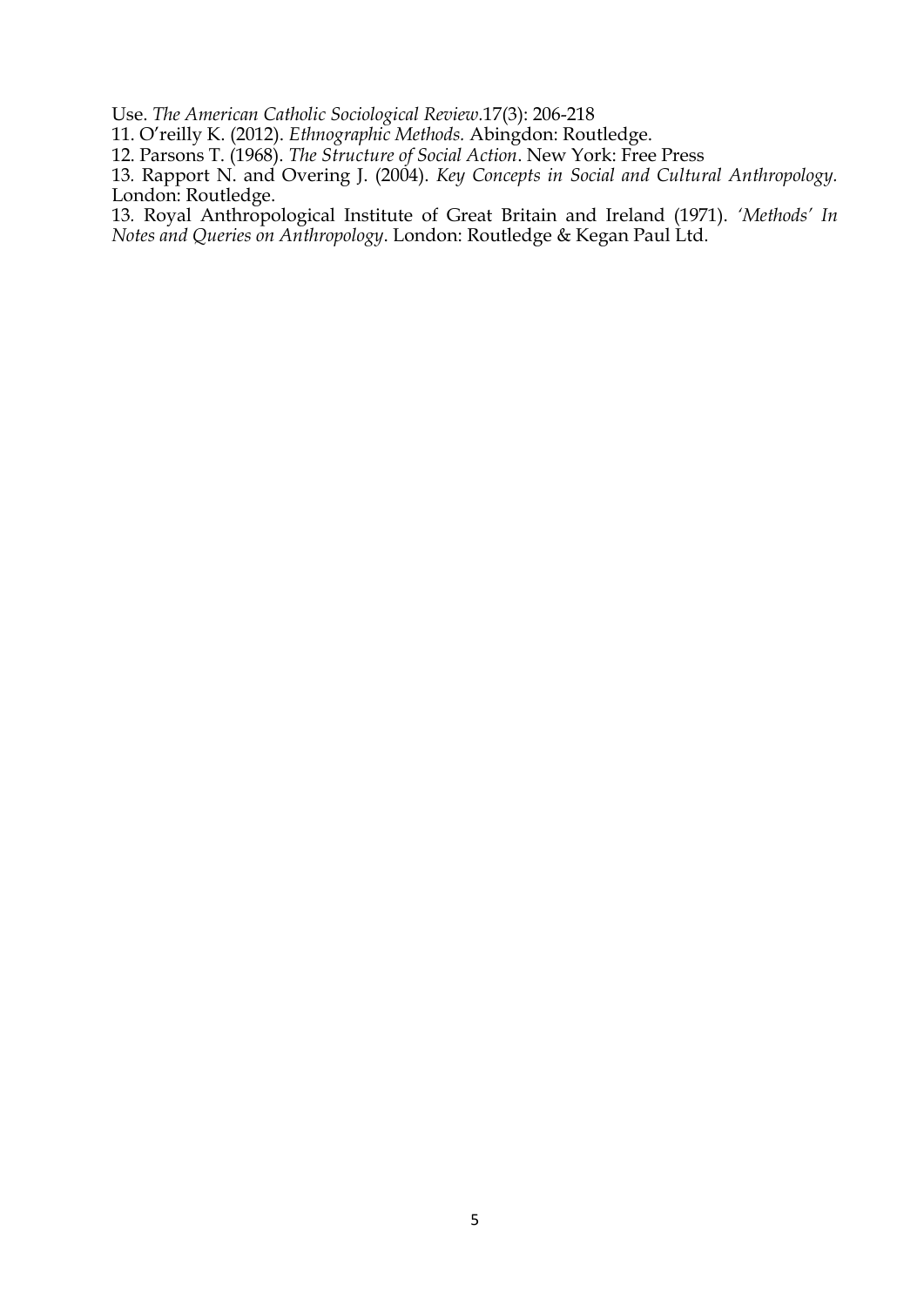Use. *The American Catholic Sociological Review*.17(3): 206-218

11. O'reilly K. (2012). *Ethnographic Methods.* Abingdon: Routledge.

12. Parsons T. (1968). *The Structure of Social Action*. New York: Free Press

13. Rapport N. and Overing J. (2004). *Key Concepts in Social and Cultural Anthropology.* London: Routledge.

13. Royal Anthropological Institute of Great Britain and Ireland (1971). *'Methods' In Notes and Queries on Anthropology*. London: Routledge & Kegan Paul Ltd.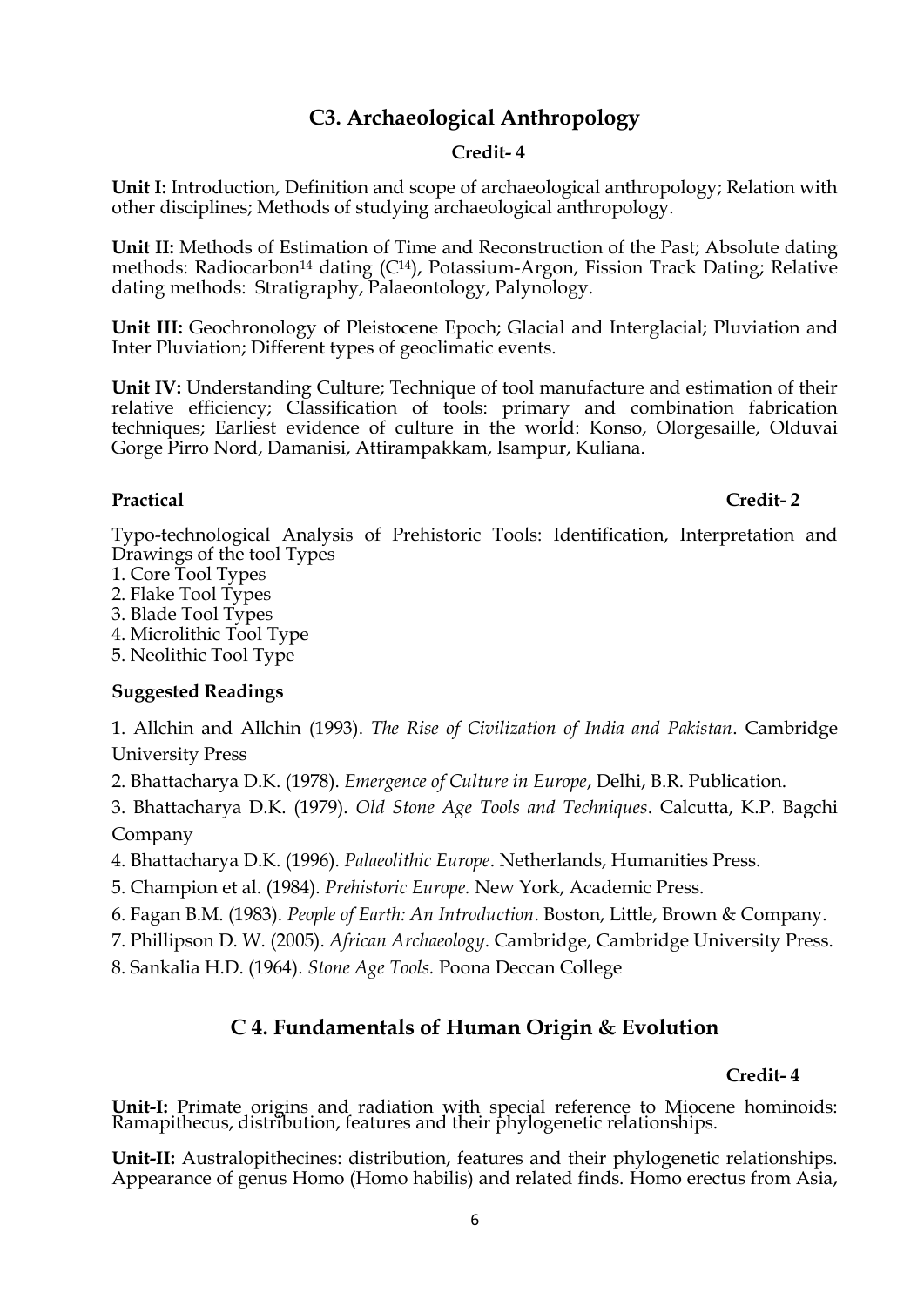## C3. Archaeological Anthropology

**Credit- 4**

**Unit I:** Introduction, Definition and scope of archaeological anthropology; Relation with other disciplines; Methods of studying archaeological anthropology.

**Unit II:** Methods of Estimation of Time and Reconstruction of the Past; Absolute dating methods: Radiocarbon$^{14}$ dating ($C^{14}$), Potassium-Argon, Fission Track Dating; Relative dating methods: Stratigraphy, Palaeontology, Palynology.

**Unit III:** Geochronology of Pleistocene Epoch; Glacial and Interglacial; Pluviation and Inter Pluviation; Different types of geoclimatic events.

**Unit IV:** Understanding Culture; Technique of tool manufacture and estimation of their relative efficiency; Classification of tools: primary and combination fabrication techniques; Earliest evidence of culture in the world: Konso, Olorgesaille, Olduvai Gorge Pirro Nord, Damanisi, Attirampakkam, Isampur, Kuliana.

**Practical** **Credit- 2**

Typo-technological Analysis of Prehistoric Tools: Identification, Interpretation and Drawings of the tool Types

1. Core Tool Types
2. Flake Tool Types
3. Blade Tool Types
4. Microlithic Tool Type
5. Neolithic Tool Type

**Suggested Readings**

1. Allchin and Allchin (1993). *The Rise of Civilization of India and Pakistan*. Cambridge University Press
2. Bhattacharya D.K. (1978). *Emergence of Culture in Europe*, Delhi, B.R. Publication.
3. Bhattacharya D.K. (1979). *Old Stone Age Tools and Techniques*. Calcutta, K.P. Bagchi Company
4. Bhattacharya D.K. (1996). *Palaeolithic Europe*. Netherlands, Humanities Press.
5. Champion et al. (1984). *Prehistoric Europe.* New York, Academic Press.
6. Fagan B.M. (1983). *People of Earth: An Introduction*. Boston, Little, Brown & Company.
7. Phillipson D. W. (2005). *African Archaeology*. Cambridge, Cambridge University Press.
8. Sankalia H.D. (1964). *Stone Age Tools.* Poona Deccan College

## C 4. Fundamentals of Human Origin & Evolution

**Credit- 4**

**Unit-I:** Primate origins and radiation with special reference to Miocene hominoids: Ramapithecus, distribution, features and their phylogenetic relationships.

**Unit-II:** Australopithecines: distribution, features and their phylogenetic relationships. Appearance of genus Homo (Homo habilis) and related finds. Homo erectus from Asia,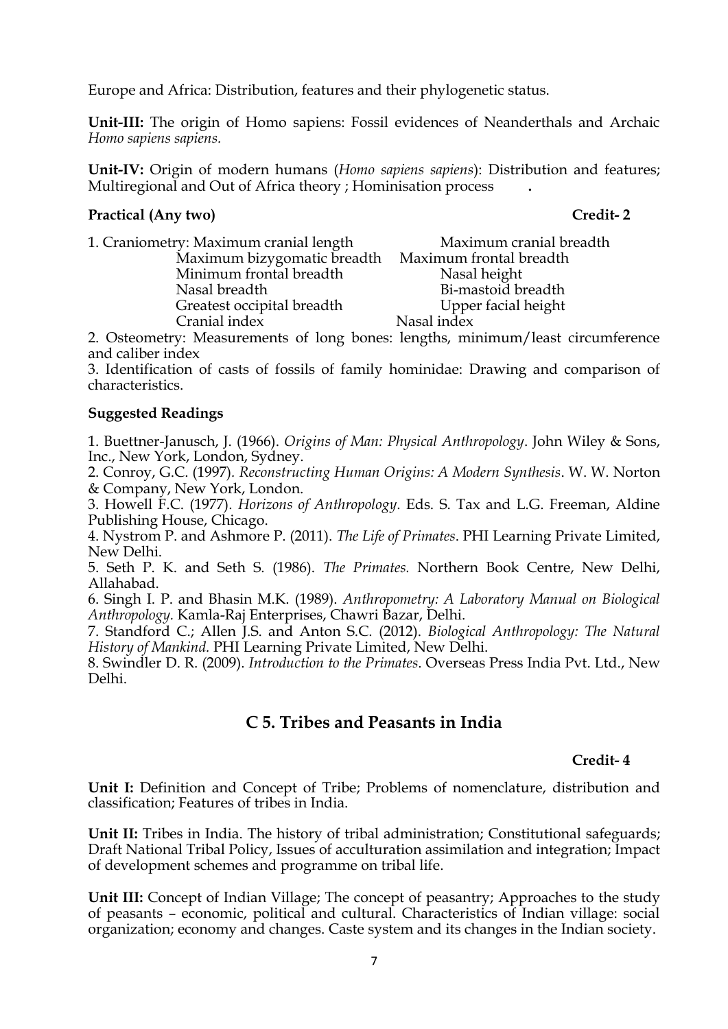Europe and Africa: Distribution, features and their phylogenetic status.

**Unit-III:** The origin of Homo sapiens: Fossil evidences of Neanderthals and Archaic *Homo sapiens sapiens*.

**Unit-IV:** Origin of modern humans (*Homo sapiens sapiens*): Distribution and features; Multiregional and Out of Africa theory ; Hominisation process .

**Practical (Any two)** **Credit- 2**

1. Craniometry: Maximum cranial length, Maximum cranial breadth, Maximum bizygomatic breadth, Maximum frontal breadth, Minimum frontal breadth, Nasal height, Nasal breadth, Bi-mastoid breadth, Greatest occipital breadth, Upper facial height, Cranial index, Nasal index
2. Osteometry: Measurements of long bones: lengths, minimum/least circumference and caliber index
3. Identification of casts of fossils of family hominidae: Drawing and comparison of characteristics.

**Suggested Readings**

1. Buettner-Janusch, J. (1966). *Origins of Man: Physical Anthropology*. John Wiley & Sons, Inc., New York, London, Sydney.
2. Conroy, G.C. (1997). *Reconstructing Human Origins: A Modern Synthesis*. W. W. Norton & Company, New York, London.
3. Howell F.C. (1977). *Horizons of Anthropology*. Eds. S. Tax and L.G. Freeman, Aldine Publishing House, Chicago.
4. Nystrom P. and Ashmore P. (2011). *The Life of Primates*. PHI Learning Private Limited, New Delhi.
5. Seth P. K. and Seth S. (1986). *The Primates.* Northern Book Centre, New Delhi, Allahabad.
6. Singh I. P. and Bhasin M.K. (1989). *Anthropometry: A Laboratory Manual on Biological Anthropology.* Kamla-Raj Enterprises, Chawri Bazar, Delhi.
7. Standford C.; Allen J.S. and Anton S.C. (2012). *Biological Anthropology: The Natural History of Mankind.* PHI Learning Private Limited, New Delhi.
8. Swindler D. R. (2009). *Introduction to the Primates*. Overseas Press India Pvt. Ltd., New Delhi.

## C 5. Tribes and Peasants in India

**Credit- 4**

**Unit I:** Definition and Concept of Tribe; Problems of nomenclature, distribution and classification; Features of tribes in India.

**Unit II:** Tribes in India. The history of tribal administration; Constitutional safeguards; Draft National Tribal Policy, Issues of acculturation assimilation and integration; Impact of development schemes and programme on tribal life.

**Unit III:** Concept of Indian Village; The concept of peasantry; Approaches to the study of peasants – economic, political and cultural. Characteristics of Indian village: social organization; economy and changes. Caste system and its changes in the Indian society.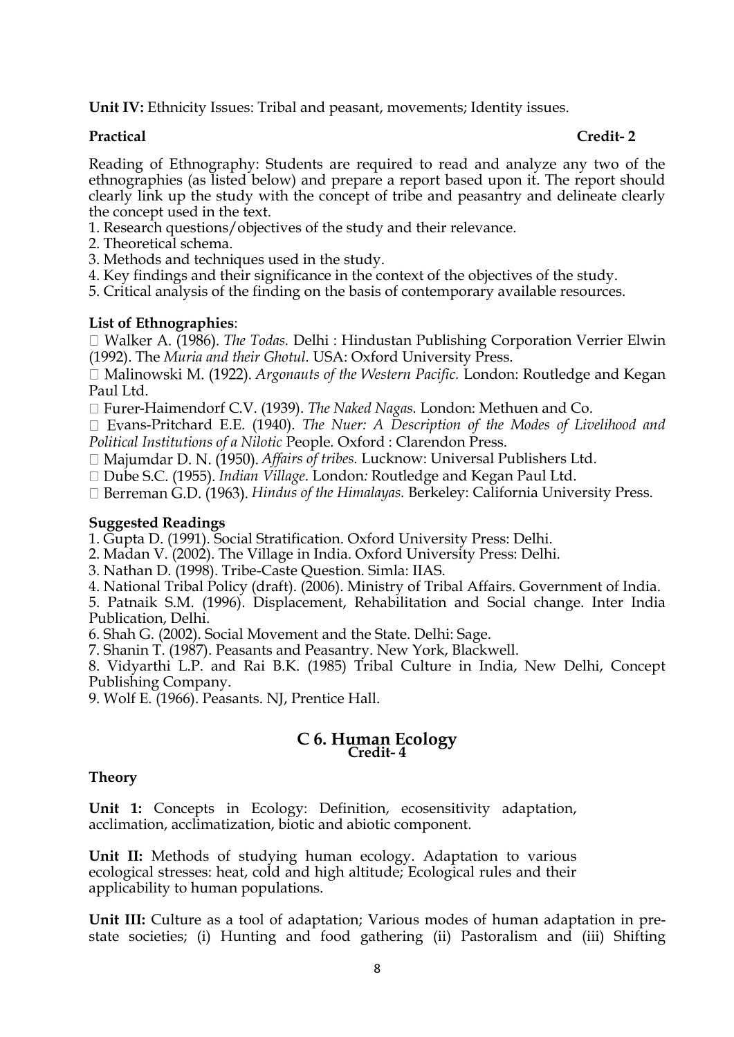**Unit IV:** Ethnicity Issues: Tribal and peasant, movements; Identity issues.

**Practical** **Credit- 2**

Reading of Ethnography: Students are required to read and analyze any two of the ethnographies (as listed below) and prepare a report based upon it. The report should clearly link up the study with the concept of tribe and peasantry and delineate clearly the concept used in the text.

1. Research questions/objectives of the study and their relevance.
2. Theoretical schema.
3. Methods and techniques used in the study.
4. Key findings and their significance in the context of the objectives of the study.
5. Critical analysis of the finding on the basis of contemporary available resources.

**List of Ethnographies**:

- Walker A. (1986). *The Todas.* Delhi : Hindustan Publishing Corporation Verrier Elwin (1992). The *Muria and their Ghotul.* USA: Oxford University Press.
- Malinowski M. (1922). *Argonauts of the Western Pacific.* London: Routledge and Kegan Paul Ltd.
- Furer-Haimendorf C.V. (1939). *The Naked Nagas.* London: Methuen and Co.
- Evans-Pritchard E.E. (1940). *The Nuer: A Description of the Modes of Livelihood and Political Institutions of a Nilotic* People*.* Oxford : Clarendon Press.
- Majumdar D. N. (1950). *Affairs of tribes.* Lucknow: Universal Publishers Ltd.
- Dube S.C. (1955). *Indian Village*. London*:* Routledge and Kegan Paul Ltd.
- Berreman G.D. (1963). *Hindus of the Himalayas.* Berkeley: California University Press.

**Suggested Readings**

1. Gupta D. (1991). Social Stratification. Oxford University Press: Delhi.
2. Madan V. (2002). The Village in India. Oxford University Press: Delhi.
3. Nathan D. (1998). Tribe-Caste Question. Simla: IIAS.
4. National Tribal Policy (draft). (2006). Ministry of Tribal Affairs. Government of India.
5. Patnaik S.M. (1996). Displacement, Rehabilitation and Social change. Inter India Publication, Delhi.
6. Shah G. (2002). Social Movement and the State. Delhi: Sage.
7. Shanin T. (1987). Peasants and Peasantry. New York, Blackwell.
8. Vidyarthi L.P. and Rai B.K. (1985) Tribal Culture in India, New Delhi, Concept Publishing Company.
9. Wolf E. (1966). Peasants. NJ, Prentice Hall.

## C 6. Human Ecology

**Credit- 4**

**Theory**

**Unit 1:** Concepts in Ecology: Definition, ecosensitivity adaptation, acclimation, acclimatization, biotic and abiotic component.

**Unit II:** Methods of studying human ecology. Adaptation to various ecological stresses: heat, cold and high altitude; Ecological rules and their applicability to human populations.

**Unit III:** Culture as a tool of adaptation; Various modes of human adaptation in pre-state societies; (i) Hunting and food gathering (ii) Pastoralism and (iii) Shifting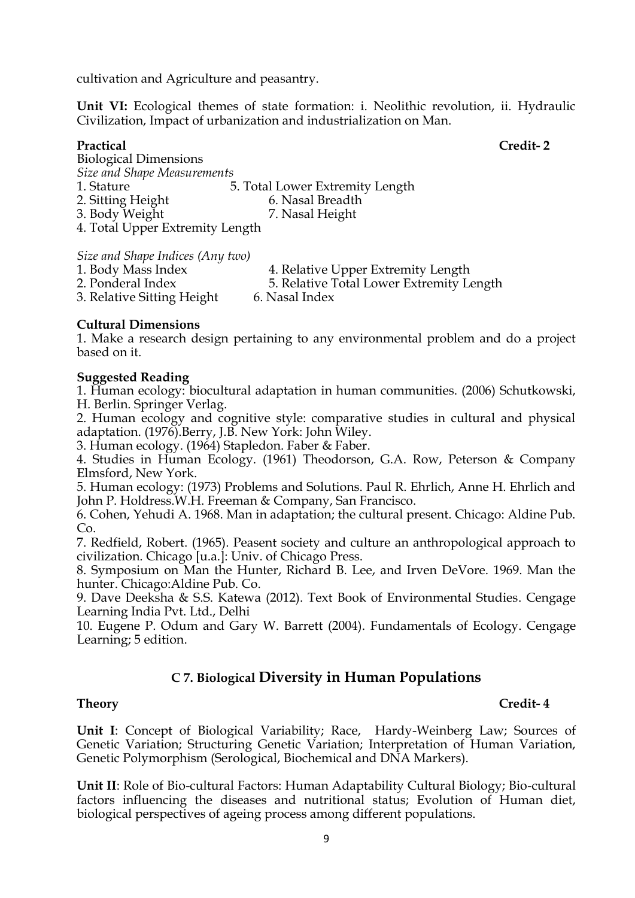cultivation and Agriculture and peasantry.

**Unit VI:** Ecological themes of state formation: i. Neolithic revolution, ii. Hydraulic Civilization, Impact of urbanization and industrialization on Man.

**Practical** **Credit- 2**

Biological Dimensions

*Size and Shape Measurements*

1. Stature
2. Sitting Height
3. Body Weight
4. Total Upper Extremity Length
5. Total Lower Extremity Length
6. Nasal Breadth
7. Nasal Height

*Size and Shape Indices (Any two)*

1. Body Mass Index
2. Ponderal Index
3. Relative Sitting Height
4. Relative Upper Extremity Length
5. Relative Total Lower Extremity Length
6. Nasal Index

**Cultural Dimensions**

1. Make a research design pertaining to any environmental problem and do a project based on it.

**Suggested Reading**

1. Human ecology: biocultural adaptation in human communities. (2006) Schutkowski, H. Berlin. Springer Verlag.
2. Human ecology and cognitive style: comparative studies in cultural and physical adaptation. (1976).Berry, J.B. New York: John Wiley.
3. Human ecology. (1964) Stapledon. Faber & Faber.
4. Studies in Human Ecology. (1961) Theodorson, G.A. Row, Peterson & Company Elmsford, New York.
5. Human ecology: (1973) Problems and Solutions. Paul R. Ehrlich, Anne H. Ehrlich and John P. Holdress.W.H. Freeman & Company, San Francisco.
6. Cohen, Yehudi A. 1968. Man in adaptation; the cultural present. Chicago: Aldine Pub. Co.
7. Redfield, Robert. (1965). Peasent society and culture an anthropological approach to civilization. Chicago [u.a.]: Univ. of Chicago Press.
8. Symposium on Man the Hunter, Richard B. Lee, and Irven DeVore. 1969. Man the hunter. Chicago:Aldine Pub. Co.
9. Dave Deeksha & S.S. Katewa (2012). Text Book of Environmental Studies. Cengage Learning India Pvt. Ltd., Delhi
10. Eugene P. Odum and Gary W. Barrett (2004). Fundamentals of Ecology. Cengage Learning; 5 edition.

## C 7. Biological Diversity in Human Populations

**Theory** **Credit- 4**

**Unit I**: Concept of Biological Variability; Race, Hardy-Weinberg Law; Sources of Genetic Variation; Structuring Genetic Variation; Interpretation of Human Variation, Genetic Polymorphism (Serological, Biochemical and DNA Markers).

**Unit II**: Role of Bio-cultural Factors: Human Adaptability Cultural Biology; Bio-cultural factors influencing the diseases and nutritional status; Evolution of Human diet, biological perspectives of ageing process among different populations.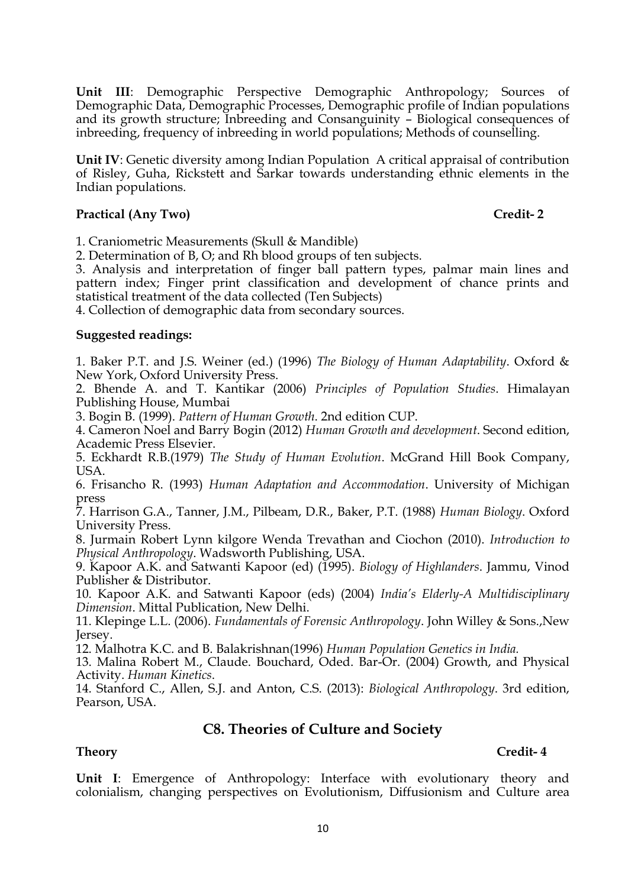**Unit III**: Demographic Perspective Demographic Anthropology; Sources of Demographic Data, Demographic Processes, Demographic profile of Indian populations and its growth structure; Inbreeding and Consanguinity – Biological consequences of inbreeding, frequency of inbreeding in world populations; Methods of counselling.

**Unit IV**: Genetic diversity among Indian Population A critical appraisal of contribution of Risley, Guha, Rickstett and Sarkar towards understanding ethnic elements in the Indian populations.

**Practical (Any Two) Credit- 2**

1. Craniometric Measurements (Skull & Mandible)
2. Determination of B, O; and Rh blood groups of ten subjects.
3. Analysis and interpretation of finger ball pattern types, palmar main lines and pattern index; Finger print classification and development of chance prints and statistical treatment of the data collected (Ten Subjects)
4. Collection of demographic data from secondary sources.

**Suggested readings:**

1. Baker P.T. and J.S. Weiner (ed.) (1996) *The Biology of Human Adaptability*. Oxford & New York, Oxford University Press.
2. Bhende A. and T. Kantikar (2006) *Principles of Population Studies*. Himalayan Publishing House, Mumbai
3. Bogin B. (1999). *Pattern of Human Growth*. 2nd edition CUP.
4. Cameron Noel and Barry Bogin (2012) *Human Growth and development*. Second edition, Academic Press Elsevier.
5. Eckhardt R.B.(1979) *The Study of Human Evolution*. McGrand Hill Book Company, USA.
6. Frisancho R. (1993) *Human Adaptation and Accommodation*. University of Michigan press
7. Harrison G.A., Tanner, J.M., Pilbeam, D.R., Baker, P.T. (1988) *Human Biology*. Oxford University Press.
8. Jurmain Robert Lynn kilgore Wenda Trevathan and Ciochon (2010). *Introduction to Physical Anthropology*. Wadsworth Publishing, USA.
9. Kapoor A.K. and Satwanti Kapoor (ed) (1995). *Biology of Highlanders*. Jammu, Vinod Publisher & Distributor.
10. Kapoor A.K. and Satwanti Kapoor (eds) (2004) *India's Elderly-A Multidisciplinary Dimension*. Mittal Publication, New Delhi.
11. Klepinge L.L. (2006). *Fundamentals of Forensic Anthropology*. John Willey & Sons.,New Jersey.
12. Malhotra K.C. and B. Balakrishnan(1996) *Human Population Genetics in India.*
13. Malina Robert M., Claude. Bouchard, Oded. Bar-Or. (2004) Growth, and Physical Activity. *Human Kinetics*.
14. Stanford C., Allen, S.J. and Anton, C.S. (2013): *Biological Anthropology*. 3rd edition, Pearson, USA.

## C8. Theories of Culture and Society

**Theory Credit- 4**

**Unit I**: Emergence of Anthropology: Interface with evolutionary theory and colonialism, changing perspectives on Evolutionism, Diffusionism and Culture area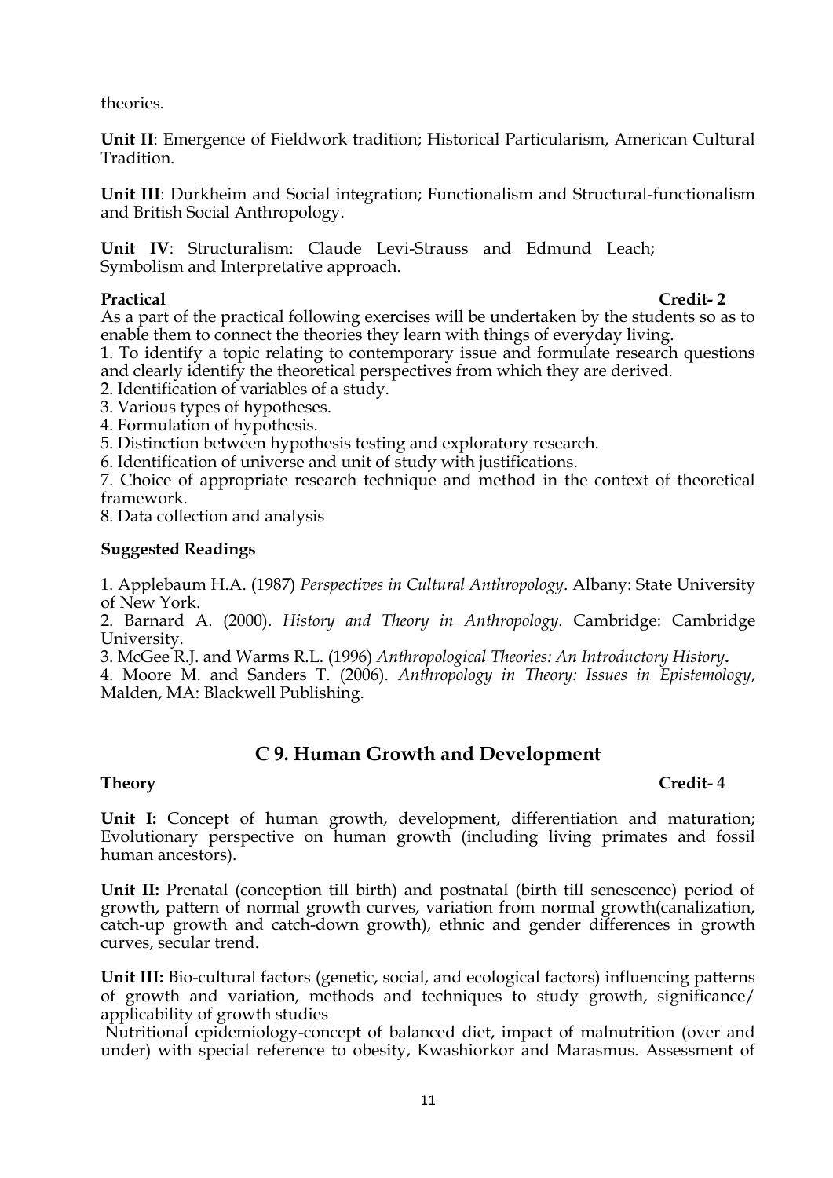theories.

**Unit II**: Emergence of Fieldwork tradition; Historical Particularism, American Cultural Tradition.

**Unit III**: Durkheim and Social integration; Functionalism and Structural-functionalism and British Social Anthropology.

**Unit IV**: Structuralism: Claude Levi-Strauss and Edmund Leach; Symbolism and Interpretative approach.

**Practical** **Credit- 2**

As a part of the practical following exercises will be undertaken by the students so as to enable them to connect the theories they learn with things of everyday living.

1. To identify a topic relating to contemporary issue and formulate research questions and clearly identify the theoretical perspectives from which they are derived.
2. Identification of variables of a study.
3. Various types of hypotheses.
4. Formulation of hypothesis.
5. Distinction between hypothesis testing and exploratory research.
6. Identification of universe and unit of study with justifications.
7. Choice of appropriate research technique and method in the context of theoretical framework.
8. Data collection and analysis

**Suggested Readings**

1. Applebaum H.A. (1987) *Perspectives in Cultural Anthropology*. Albany: State University of New York.
2. Barnard A. (2000). *History and Theory in Anthropology*. Cambridge: Cambridge University.
3. McGee R.J. and Warms R.L. (1996) *Anthropological Theories: An Introductory History***.**
4. Moore M. and Sanders T. (2006). *Anthropology in Theory: Issues in Epistemology*, Malden, MA: Blackwell Publishing.

## C 9. Human Growth and Development

**Theory** **Credit- 4**

**Unit I:** Concept of human growth, development, differentiation and maturation; Evolutionary perspective on human growth (including living primates and fossil human ancestors).

**Unit II:** Prenatal (conception till birth) and postnatal (birth till senescence) period of growth, pattern of normal growth curves, variation from normal growth(canalization, catch-up growth and catch-down growth), ethnic and gender differences in growth curves, secular trend.

**Unit III:** Bio-cultural factors (genetic, social, and ecological factors) influencing patterns of growth and variation, methods and techniques to study growth, significance/ applicability of growth studies

Nutritional epidemiology-concept of balanced diet, impact of malnutrition (over and under) with special reference to obesity, Kwashiorkor and Marasmus. Assessment of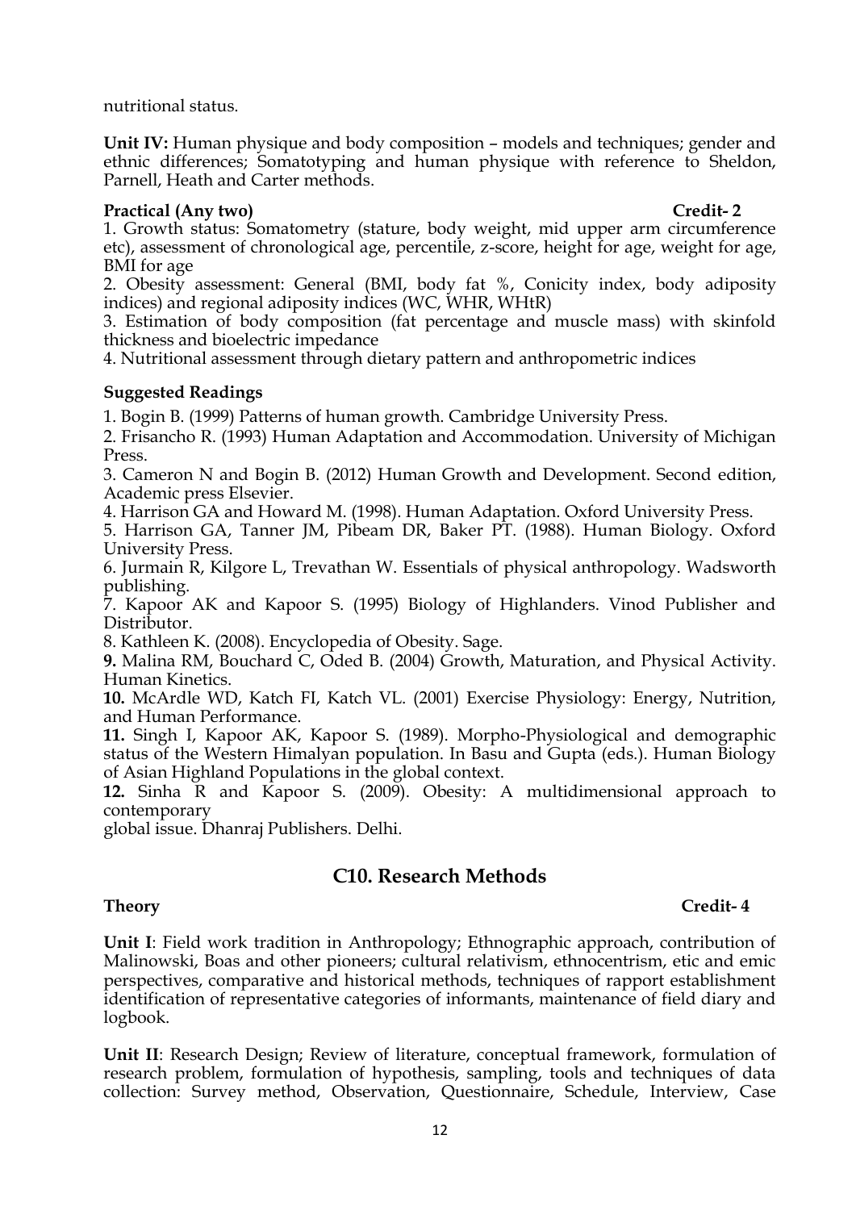nutritional status.

**Unit IV:** Human physique and body composition – models and techniques; gender and ethnic differences; Somatotyping and human physique with reference to Sheldon, Parnell, Heath and Carter methods.

**Practical (Any two) Credit- 2**

1. Growth status: Somatometry (stature, body weight, mid upper arm circumference etc), assessment of chronological age, percentile, z-score, height for age, weight for age, BMI for age
2. Obesity assessment: General (BMI, body fat %, Conicity index, body adiposity indices) and regional adiposity indices (WC, WHR, WHtR)
3. Estimation of body composition (fat percentage and muscle mass) with skinfold thickness and bioelectric impedance
4. Nutritional assessment through dietary pattern and anthropometric indices

**Suggested Readings**

1. Bogin B. (1999) Patterns of human growth. Cambridge University Press.
2. Frisancho R. (1993) Human Adaptation and Accommodation. University of Michigan Press.
3. Cameron N and Bogin B. (2012) Human Growth and Development. Second edition, Academic press Elsevier.
4. Harrison GA and Howard M. (1998). Human Adaptation. Oxford University Press.
5. Harrison GA, Tanner JM, Pibeam DR, Baker PT. (1988). Human Biology. Oxford University Press.
6. Jurmain R, Kilgore L, Trevathan W. Essentials of physical anthropology. Wadsworth publishing.
7. Kapoor AK and Kapoor S. (1995) Biology of Highlanders. Vinod Publisher and Distributor.
8. Kathleen K. (2008). Encyclopedia of Obesity. Sage.
9. Malina RM, Bouchard C, Oded B. (2004) Growth, Maturation, and Physical Activity. Human Kinetics.
10. McArdle WD, Katch FI, Katch VL. (2001) Exercise Physiology: Energy, Nutrition, and Human Performance.
11. Singh I, Kapoor AK, Kapoor S. (1989). Morpho-Physiological and demographic status of the Western Himalyan population. In Basu and Gupta (eds.). Human Biology of Asian Highland Populations in the global context.
12. Sinha R and Kapoor S. (2009). Obesity: A multidimensional approach to contemporary global issue. Dhanraj Publishers. Delhi.

## C10. Research Methods

**Theory Credit- 4**

**Unit I**: Field work tradition in Anthropology; Ethnographic approach, contribution of Malinowski, Boas and other pioneers; cultural relativism, ethnocentrism, etic and emic perspectives, comparative and historical methods, techniques of rapport establishment identification of representative categories of informants, maintenance of field diary and logbook.

**Unit II**: Research Design; Review of literature, conceptual framework, formulation of research problem, formulation of hypothesis, sampling, tools and techniques of data collection: Survey method, Observation, Questionnaire, Schedule, Interview, Case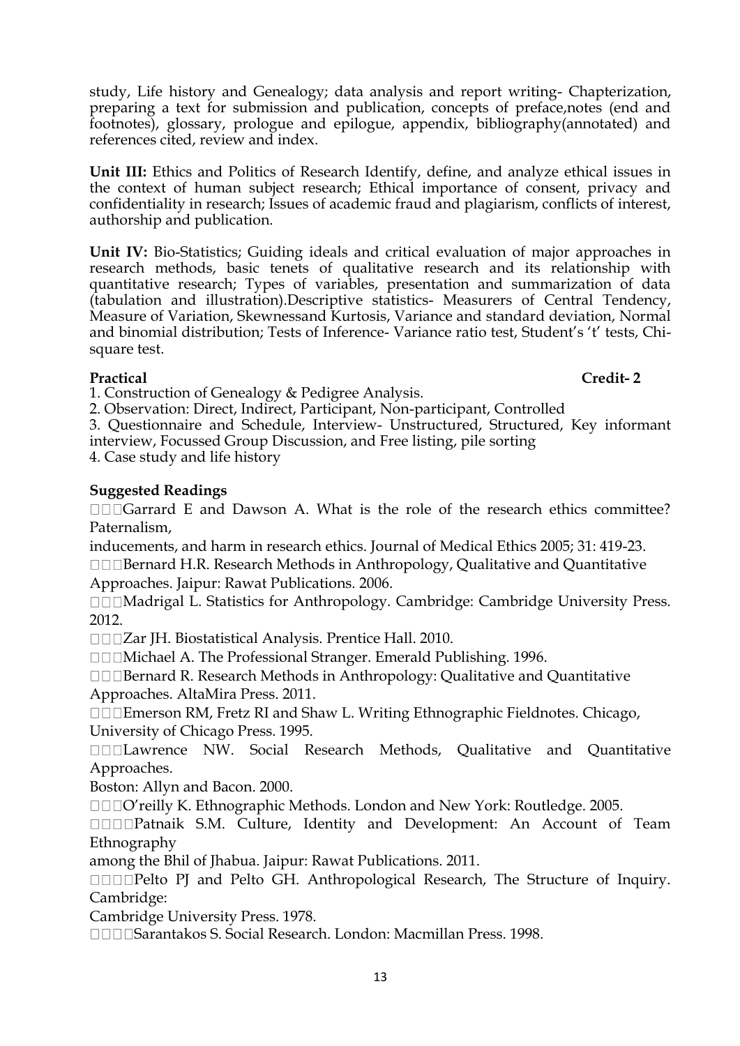study, Life history and Genealogy; data analysis and report writing- Chapterization, preparing a text for submission and publication, concepts of preface,notes (end and footnotes), glossary, prologue and epilogue, appendix, bibliography(annotated) and references cited, review and index.

**Unit III:** Ethics and Politics of Research Identify, define, and analyze ethical issues in the context of human subject research; Ethical importance of consent, privacy and confidentiality in research; Issues of academic fraud and plagiarism, conflicts of interest, authorship and publication.

**Unit IV:** Bio-Statistics; Guiding ideals and critical evaluation of major approaches in research methods, basic tenets of qualitative research and its relationship with quantitative research; Types of variables, presentation and summarization of data (tabulation and illustration).Descriptive statistics- Measurers of Central Tendency, Measure of Variation, Skewnessand Kurtosis, Variance and standard deviation, Normal and binomial distribution; Tests of Inference- Variance ratio test, Student's 't' tests, Chi-square test.

**Practical** **Credit- 2**

1. Construction of Genealogy & Pedigree Analysis.
2. Observation: Direct, Indirect, Participant, Non-participant, Controlled
3. Questionnaire and Schedule, Interview- Unstructured, Structured, Key informant interview, Focussed Group Discussion, and Free listing, pile sorting
4. Case study and life history

**Suggested Readings**

- Garrard E and Dawson A. What is the role of the research ethics committee? Paternalism, inducements, and harm in research ethics. Journal of Medical Ethics 2005; 31: 419-23.
- Bernard H.R. Research Methods in Anthropology, Qualitative and Quantitative Approaches. Jaipur: Rawat Publications. 2006.
- Madrigal L. Statistics for Anthropology. Cambridge: Cambridge University Press. 2012.
- Zar JH. Biostatistical Analysis. Prentice Hall. 2010.
- Michael A. The Professional Stranger. Emerald Publishing. 1996.
- Bernard R. Research Methods in Anthropology: Qualitative and Quantitative Approaches. AltaMira Press. 2011.
- Emerson RM, Fretz RI and Shaw L. Writing Ethnographic Fieldnotes. Chicago, University of Chicago Press. 1995.
- Lawrence NW. Social Research Methods, Qualitative and Quantitative Approaches. Boston: Allyn and Bacon. 2000.
- O'reilly K. Ethnographic Methods. London and New York: Routledge. 2005.
- Patnaik S.M. Culture, Identity and Development: An Account of Team Ethnography among the Bhil of Jhabua. Jaipur: Rawat Publications. 2011.
- Pelto PJ and Pelto GH. Anthropological Research, The Structure of Inquiry. Cambridge: Cambridge University Press. 1978.
- Sarantakos S. Social Research. London: Macmillan Press. 1998.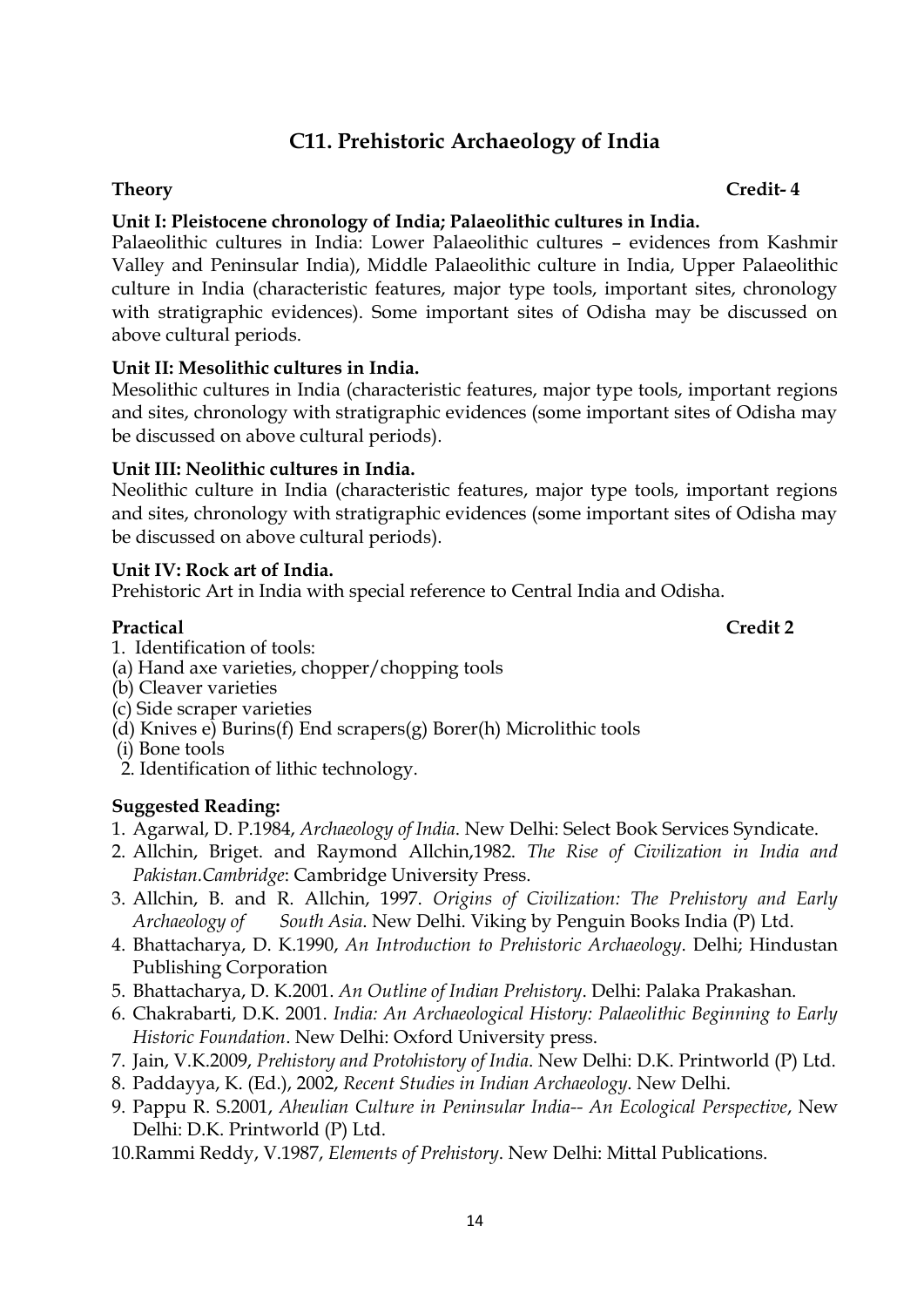## C11. Prehistoric Archaeology of India

**Theory** **Credit- 4**

**Unit I: Pleistocene chronology of India; Palaeolithic cultures in India.**

Palaeolithic cultures in India: Lower Palaeolithic cultures – evidences from Kashmir Valley and Peninsular India), Middle Palaeolithic culture in India, Upper Palaeolithic culture in India (characteristic features, major type tools, important sites, chronology with stratigraphic evidences). Some important sites of Odisha may be discussed on above cultural periods.

**Unit II: Mesolithic cultures in India.**

Mesolithic cultures in India (characteristic features, major type tools, important regions and sites, chronology with stratigraphic evidences (some important sites of Odisha may be discussed on above cultural periods).

**Unit III: Neolithic cultures in India.**

Neolithic culture in India (characteristic features, major type tools, important regions and sites, chronology with stratigraphic evidences (some important sites of Odisha may be discussed on above cultural periods).

**Unit IV: Rock art of India.**

Prehistoric Art in India with special reference to Central India and Odisha.

**Practical** **Credit 2**

1. Identification of tools:
(a) Hand axe varieties, chopper/chopping tools
(b) Cleaver varieties
(c) Side scraper varieties
(d) Knives e) Burins(f) End scrapers(g) Borer(h) Microlithic tools
(i) Bone tools
2. Identification of lithic technology.

**Suggested Reading:**

1. Agarwal, D. P.1984, *Archaeology of India*. New Delhi: Select Book Services Syndicate.
2. Allchin, Briget. and Raymond Allchin,1982. *The Rise of Civilization in India and Pakistan.Cambridge*: Cambridge University Press.
3. Allchin, B. and R. Allchin, 1997. *Origins of Civilization: The Prehistory and Early Archaeology of South Asia*. New Delhi. Viking by Penguin Books India (P) Ltd.
4. Bhattacharya, D. K.1990, *An Introduction to Prehistoric Archaeology*. Delhi; Hindustan Publishing Corporation
5. Bhattacharya, D. K.2001. *An Outline of Indian Prehistory*. Delhi: Palaka Prakashan.
6. Chakrabarti, D.K. 2001. *India: An Archaeological History: Palaeolithic Beginning to Early Historic Foundation*. New Delhi: Oxford University press.
7. Jain, V.K.2009, *Prehistory and Protohistory of India*. New Delhi: D.K. Printworld (P) Ltd.
8. Paddayya, K. (Ed.), 2002, *Recent Studies in Indian Archaeology*. New Delhi.
9. Pappu R. S.2001, *Aheulian Culture in Peninsular India-- An Ecological Perspective*, New Delhi: D.K. Printworld (P) Ltd.
10. Rammi Reddy, V.1987, *Elements of Prehistory*. New Delhi: Mittal Publications.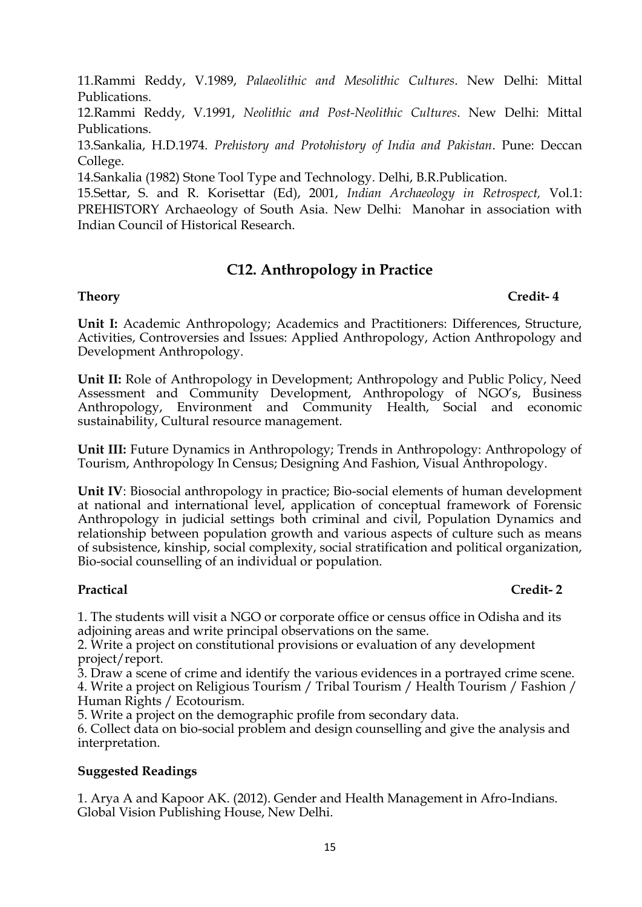11.Rammi Reddy, V.1989, *Palaeolithic and Mesolithic Cultures*. New Delhi: Mittal Publications.

12.Rammi Reddy, V.1991, *Neolithic and Post-Neolithic Cultures*. New Delhi: Mittal Publications.

13.Sankalia, H.D.1974. *Prehistory and Protohistory of India and Pakistan*. Pune: Deccan College.

14.Sankalia (1982) Stone Tool Type and Technology. Delhi, B.R.Publication.

15.Settar, S. and R. Korisettar (Ed), 2001, *Indian Archaeology in Retrospect,* Vol.1: PREHISTORY Archaeology of South Asia. New Delhi: Manohar in association with Indian Council of Historical Research.

## C12. Anthropology in Practice

**Theory** **Credit- 4**

**Unit I:** Academic Anthropology; Academics and Practitioners: Differences, Structure, Activities, Controversies and Issues: Applied Anthropology, Action Anthropology and Development Anthropology.

**Unit II:** Role of Anthropology in Development; Anthropology and Public Policy, Need Assessment and Community Development, Anthropology of NGO's, Business Anthropology, Environment and Community Health, Social and economic sustainability, Cultural resource management.

**Unit III:** Future Dynamics in Anthropology; Trends in Anthropology: Anthropology of Tourism, Anthropology In Census; Designing And Fashion, Visual Anthropology.

**Unit IV**: Biosocial anthropology in practice; Bio-social elements of human development at national and international level, application of conceptual framework of Forensic Anthropology in judicial settings both criminal and civil, Population Dynamics and relationship between population growth and various aspects of culture such as means of subsistence, kinship, social complexity, social stratification and political organization, Bio-social counselling of an individual or population.

**Practical** **Credit- 2**

1. The students will visit a NGO or corporate office or census office in Odisha and its adjoining areas and write principal observations on the same.
2. Write a project on constitutional provisions or evaluation of any development project/report.
3. Draw a scene of crime and identify the various evidences in a portrayed crime scene.
4. Write a project on Religious Tourism / Tribal Tourism / Health Tourism / Fashion / Human Rights / Ecotourism.
5. Write a project on the demographic profile from secondary data.
6. Collect data on bio-social problem and design counselling and give the analysis and interpretation.

**Suggested Readings**

1. Arya A and Kapoor AK. (2012). Gender and Health Management in Afro-Indians. Global Vision Publishing House, New Delhi.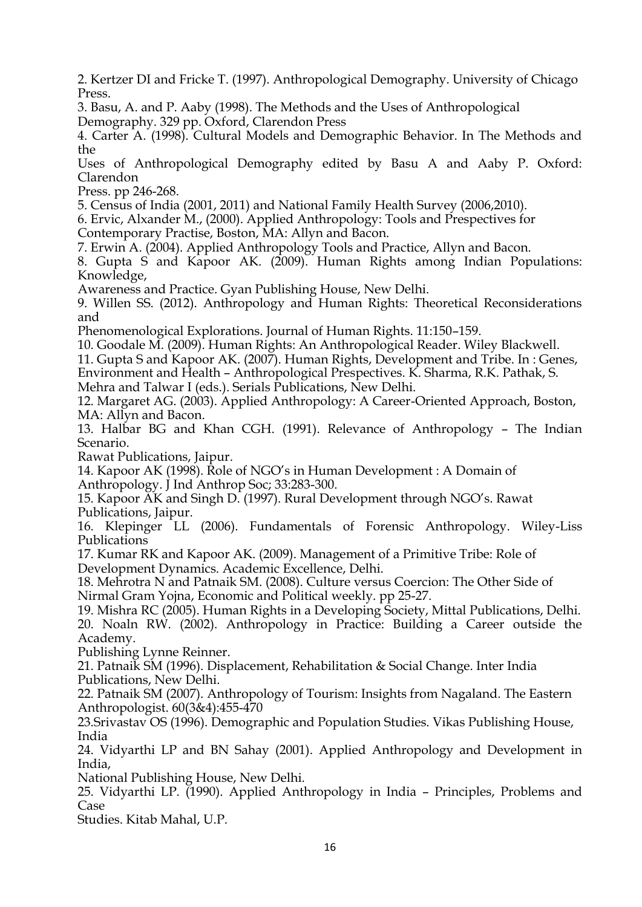2. Kertzer DI and Fricke T. (1997). Anthropological Demography. University of Chicago Press.

3. Basu, A. and P. Aaby (1998). The Methods and the Uses of Anthropological Demography. 329 pp. Oxford, Clarendon Press

4. Carter A. (1998). Cultural Models and Demographic Behavior. In The Methods and the Uses of Anthropological Demography edited by Basu A and Aaby P. Oxford: Clarendon Press. pp 246-268.

5. Census of India (2001, 2011) and National Family Health Survey (2006,2010).

6. Ervic, Alxander M., (2000). Applied Anthropology: Tools and Prespectives for Contemporary Practise, Boston, MA: Allyn and Bacon.

7. Erwin A. (2004). Applied Anthropology Tools and Practice, Allyn and Bacon.

8. Gupta S and Kapoor AK. (2009). Human Rights among Indian Populations: Knowledge, Awareness and Practice. Gyan Publishing House, New Delhi.

9. Willen SS. (2012). Anthropology and Human Rights: Theoretical Reconsiderations and Phenomenological Explorations. Journal of Human Rights. 11:150–159.

10. Goodale M. (2009). Human Rights: An Anthropological Reader. Wiley Blackwell.

11. Gupta S and Kapoor AK. (2007). Human Rights, Development and Tribe. In : Genes, Environment and Health – Anthropological Prespectives. K. Sharma, R.K. Pathak, S. Mehra and Talwar I (eds.). Serials Publications, New Delhi.

12. Margaret AG. (2003). Applied Anthropology: A Career-Oriented Approach, Boston, MA: Allyn and Bacon.

13. Halbar BG and Khan CGH. (1991). Relevance of Anthropology – The Indian Scenario. Rawat Publications, Jaipur.

14. Kapoor AK (1998). Role of NGO's in Human Development : A Domain of Anthropology. J Ind Anthrop Soc; 33:283-300.

15. Kapoor AK and Singh D. (1997). Rural Development through NGO's. Rawat Publications, Jaipur.

16. Klepinger LL (2006). Fundamentals of Forensic Anthropology. Wiley-Liss Publications

17. Kumar RK and Kapoor AK. (2009). Management of a Primitive Tribe: Role of Development Dynamics. Academic Excellence, Delhi.

18. Mehrotra N and Patnaik SM. (2008). Culture versus Coercion: The Other Side of Nirmal Gram Yojna, Economic and Political weekly. pp 25-27.

19. Mishra RC (2005). Human Rights in a Developing Society, Mittal Publications, Delhi.

20. Noaln RW. (2002). Anthropology in Practice: Building a Career outside the Academy. Publishing Lynne Reinner.

21. Patnaik SM (1996). Displacement, Rehabilitation & Social Change. Inter India Publications, New Delhi.

22. Patnaik SM (2007). Anthropology of Tourism: Insights from Nagaland. The Eastern Anthropologist. 60(3&4):455-470

23.Srivastav OS (1996). Demographic and Population Studies. Vikas Publishing House, India

24. Vidyarthi LP and BN Sahay (2001). Applied Anthropology and Development in India, National Publishing House, New Delhi.

25. Vidyarthi LP. (1990). Applied Anthropology in India – Principles, Problems and Case Studies. Kitab Mahal, U.P.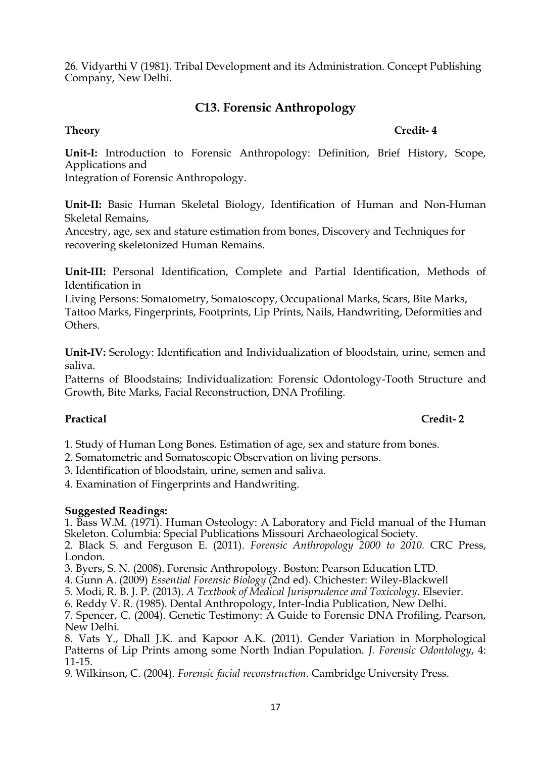26. Vidyarthi V (1981). Tribal Development and its Administration. Concept Publishing Company, New Delhi.

## C13. Forensic Anthropology

**Theory** **Credit- 4**

**Unit-I:** Introduction to Forensic Anthropology: Definition, Brief History, Scope, Applications and Integration of Forensic Anthropology.

**Unit-II:** Basic Human Skeletal Biology, Identification of Human and Non-Human Skeletal Remains, Ancestry, age, sex and stature estimation from bones, Discovery and Techniques for recovering skeletonized Human Remains.

**Unit-III:** Personal Identification, Complete and Partial Identification, Methods of Identification in Living Persons: Somatometry, Somatoscopy, Occupational Marks, Scars, Bite Marks, Tattoo Marks, Fingerprints, Footprints, Lip Prints, Nails, Handwriting, Deformities and Others.

**Unit-IV:** Serology: Identification and Individualization of bloodstain, urine, semen and saliva. Patterns of Bloodstains; Individualization: Forensic Odontology-Tooth Structure and Growth, Bite Marks, Facial Reconstruction, DNA Profiling.

**Practical** **Credit- 2**

1. Study of Human Long Bones. Estimation of age, sex and stature from bones.
2. Somatometric and Somatoscopic Observation on living persons.
3. Identification of bloodstain, urine, semen and saliva.
4. Examination of Fingerprints and Handwriting.

**Suggested Readings:**

1. Bass W.M. (1971). Human Osteology: A Laboratory and Field manual of the Human Skeleton. Columbia: Special Publications Missouri Archaeological Society.
2. Black S. and Ferguson E. (2011). *Forensic Anthropology 2000 to 2010.* CRC Press, London.
3. Byers, S. N. (2008). Forensic Anthropology. Boston: Pearson Education LTD.
4. Gunn A. (2009) *Essential Forensic Biology* (2nd ed). Chichester: Wiley-Blackwell
5. Modi, R. B. J. P. (2013). *A Textbook of Medical Jurisprudence and Toxicology*. Elsevier.
6. Reddy V. R. (1985). Dental Anthropology, Inter-India Publication, New Delhi.
7. Spencer, C. (2004). Genetic Testimony: A Guide to Forensic DNA Profiling, Pearson, New Delhi.
8. Vats Y., Dhall J.K. and Kapoor A.K. (2011). Gender Variation in Morphological Patterns of Lip Prints among some North Indian Population. *J. Forensic Odontology*, 4: 11-15.
9. Wilkinson, C. (2004). *Forensic facial reconstruction*. Cambridge University Press.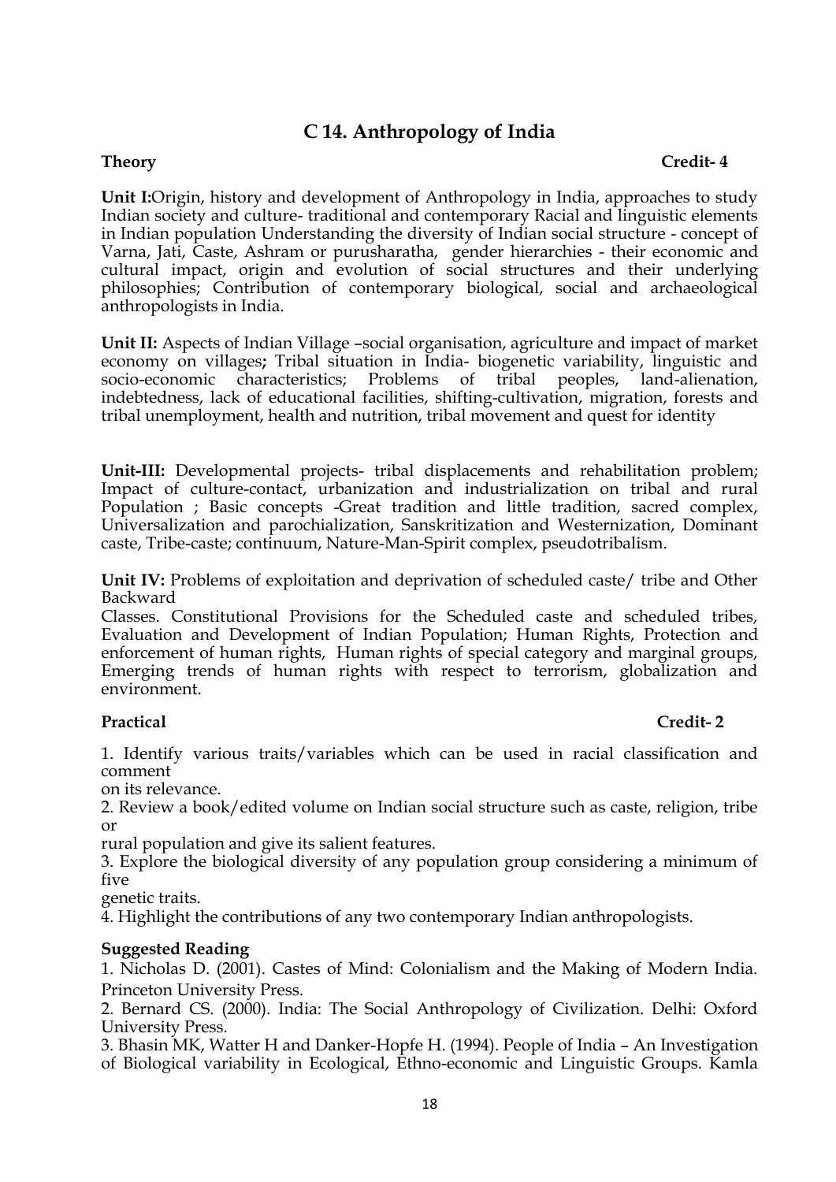## C 14. Anthropology of India

**Theory** **Credit- 4**

**Unit I:**Origin, history and development of Anthropology in India, approaches to study Indian society and culture- traditional and contemporary Racial and linguistic elements in Indian population Understanding the diversity of Indian social structure - concept of Varna, Jati, Caste, Ashram or purusharatha, gender hierarchies - their economic and cultural impact, origin and evolution of social structures and their underlying philosophies; Contribution of contemporary biological, social and archaeological anthropologists in India.

**Unit II:** Aspects of Indian Village –social organisation, agriculture and impact of market economy on villages**;** Tribal situation in India- biogenetic variability, linguistic and socio-economic characteristics; Problems of tribal peoples, land-alienation, indebtedness, lack of educational facilities, shifting-cultivation, migration, forests and tribal unemployment, health and nutrition, tribal movement and quest for identity

**Unit-III:** Developmental projects- tribal displacements and rehabilitation problem; Impact of culture-contact, urbanization and industrialization on tribal and rural Population ; Basic concepts -Great tradition and little tradition, sacred complex, Universalization and parochialization, Sanskritization and Westernization, Dominant caste, Tribe-caste; continuum, Nature-Man-Spirit complex, pseudotribalism.

**Unit IV:** Problems of exploitation and deprivation of scheduled caste/ tribe and Other Backward
Classes. Constitutional Provisions for the Scheduled caste and scheduled tribes, Evaluation and Development of Indian Population; Human Rights, Protection and enforcement of human rights, Human rights of special category and marginal groups, Emerging trends of human rights with respect to terrorism, globalization and environment.

**Practical** **Credit- 2**

1. Identify various traits/variables which can be used in racial classification and comment
on its relevance.
2. Review a book/edited volume on Indian social structure such as caste, religion, tribe or
rural population and give its salient features.
3. Explore the biological diversity of any population group considering a minimum of five
genetic traits.
4. Highlight the contributions of any two contemporary Indian anthropologists.

**Suggested Reading**

1. Nicholas D. (2001). Castes of Mind: Colonialism and the Making of Modern India. Princeton University Press.
2. Bernard CS. (2000). India: The Social Anthropology of Civilization. Delhi: Oxford University Press.
3. Bhasin MK, Watter H and Danker-Hopfe H. (1994). People of India – An Investigation of Biological variability in Ecological, Ethno-economic and Linguistic Groups. Kamla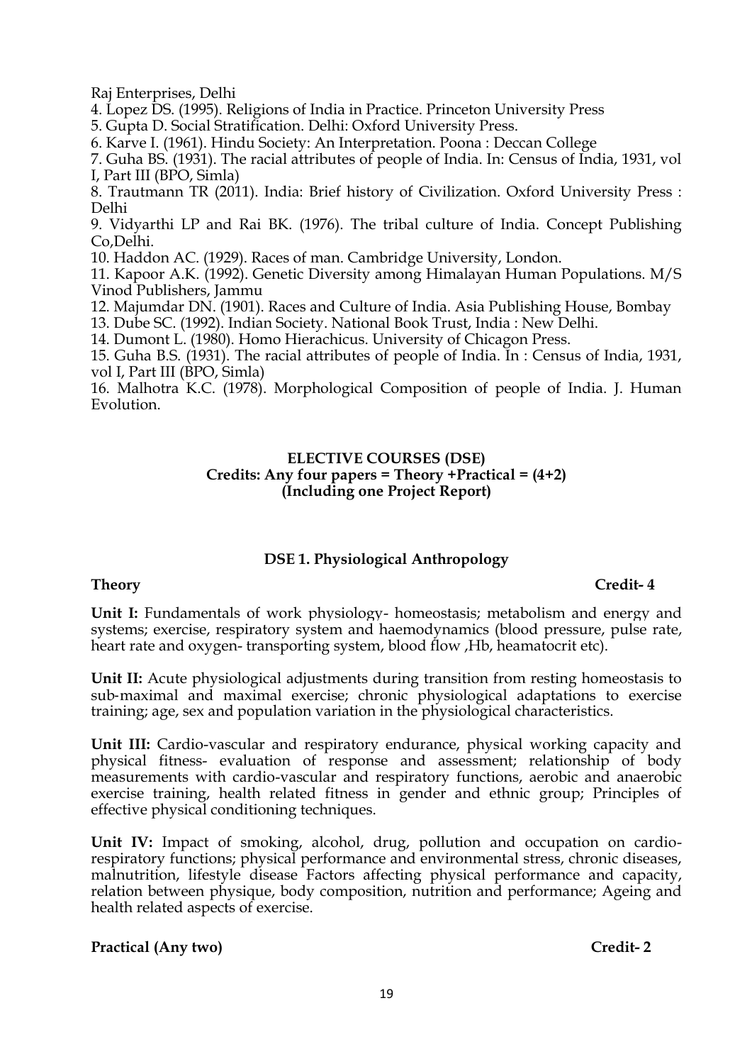Raj Enterprises, Delhi

4. Lopez DS. (1995). Religions of India in Practice. Princeton University Press
5. Gupta D. Social Stratification. Delhi: Oxford University Press.
6. Karve I. (1961). Hindu Society: An Interpretation. Poona : Deccan College
7. Guha BS. (1931). The racial attributes of people of India. In: Census of India, 1931, vol I, Part III (BPO, Simla)
8. Trautmann TR (2011). India: Brief history of Civilization. Oxford University Press : Delhi
9. Vidyarthi LP and Rai BK. (1976). The tribal culture of India. Concept Publishing Co,Delhi.
10. Haddon AC. (1929). Races of man. Cambridge University, London.
11. Kapoor A.K. (1992). Genetic Diversity among Himalayan Human Populations. M/S Vinod Publishers, Jammu
12. Majumdar DN. (1901). Races and Culture of India. Asia Publishing House, Bombay
13. Dube SC. (1992). Indian Society. National Book Trust, India : New Delhi.
14. Dumont L. (1980). Homo Hierachicus. University of Chicagon Press.
15. Guha B.S. (1931). The racial attributes of people of India. In : Census of India, 1931, vol I, Part III (BPO, Simla)
16. Malhotra K.C. (1978). Morphological Composition of people of India. J. Human Evolution.

## ELECTIVE COURSES (DSE)
**Credits: Any four papers = Theory +Practical = (4+2)**
**(Including one Project Report)**

### DSE 1. Physiological Anthropology

**Theory** **Credit- 4**

**Unit I:** Fundamentals of work physiology- homeostasis; metabolism and energy and systems; exercise, respiratory system and haemodynamics (blood pressure, pulse rate, heart rate and oxygen- transporting system, blood flow ,Hb, heamatocrit etc).

**Unit II:** Acute physiological adjustments during transition from resting homeostasis to sub-maximal and maximal exercise; chronic physiological adaptations to exercise training; age, sex and population variation in the physiological characteristics.

**Unit III:** Cardio-vascular and respiratory endurance, physical working capacity and physical fitness- evaluation of response and assessment; relationship of body measurements with cardio-vascular and respiratory functions, aerobic and anaerobic exercise training, health related fitness in gender and ethnic group; Principles of effective physical conditioning techniques.

**Unit IV:** Impact of smoking, alcohol, drug, pollution and occupation on cardio-respiratory functions; physical performance and environmental stress, chronic diseases, malnutrition, lifestyle disease Factors affecting physical performance and capacity, relation between physique, body composition, nutrition and performance; Ageing and health related aspects of exercise.

**Practical (Any two)** **Credit- 2**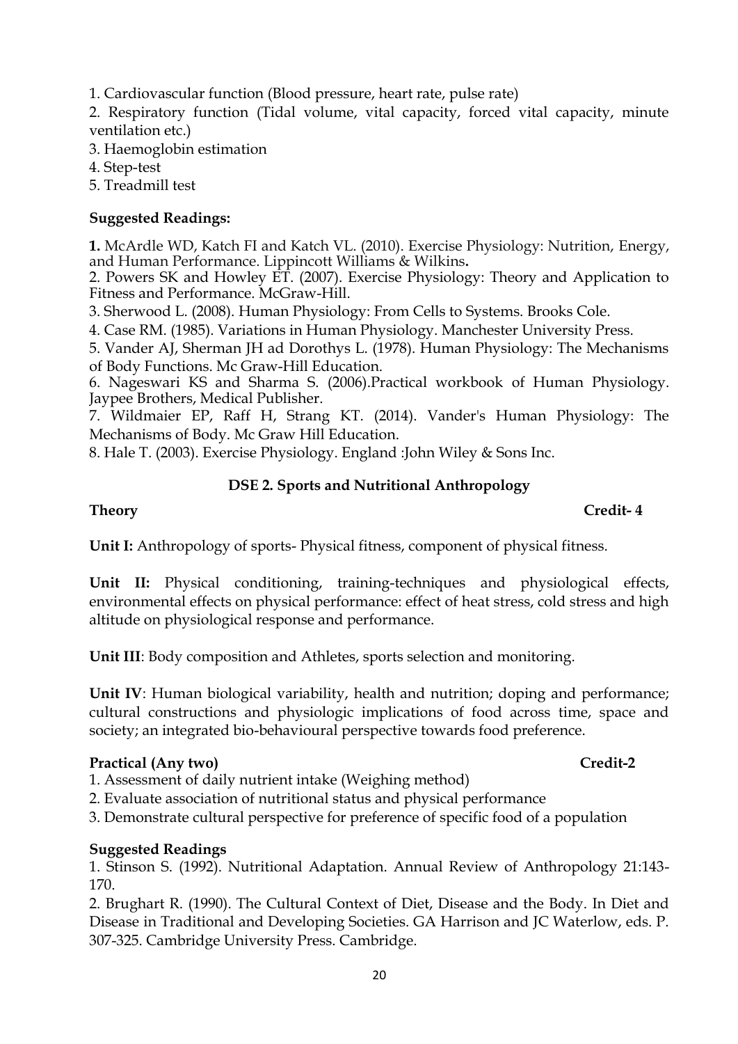1. Cardiovascular function (Blood pressure, heart rate, pulse rate)
2. Respiratory function (Tidal volume, vital capacity, forced vital capacity, minute ventilation etc.)
3. Haemoglobin estimation
4. Step-test
5. Treadmill test

**Suggested Readings:**

**1.** McArdle WD, Katch FI and Katch VL. (2010). Exercise Physiology: Nutrition, Energy, and Human Performance. Lippincott Williams & Wilkins**.**
2. Powers SK and Howley ET. (2007). Exercise Physiology: Theory and Application to Fitness and Performance. McGraw-Hill.
3. Sherwood L. (2008). Human Physiology: From Cells to Systems. Brooks Cole.
4. Case RM. (1985). Variations in Human Physiology. Manchester University Press.
5. Vander AJ, Sherman JH ad Dorothys L. (1978). Human Physiology: The Mechanisms of Body Functions. Mc Graw-Hill Education.
6. Nageswari KS and Sharma S. (2006).Practical workbook of Human Physiology. Jaypee Brothers, Medical Publisher.
7. Wildmaier EP, Raff H, Strang KT. (2014). Vander's Human Physiology: The Mechanisms of Body. Mc Graw Hill Education.
8. Hale T. (2003). Exercise Physiology. England :John Wiley & Sons Inc.

## DSE 2. Sports and Nutritional Anthropology

**Theory** **Credit- 4**

**Unit I:** Anthropology of sports- Physical fitness, component of physical fitness.

**Unit II:** Physical conditioning, training-techniques and physiological effects, environmental effects on physical performance: effect of heat stress, cold stress and high altitude on physiological response and performance.

**Unit III**: Body composition and Athletes, sports selection and monitoring.

**Unit IV**: Human biological variability, health and nutrition; doping and performance; cultural constructions and physiologic implications of food across time, space and society; an integrated bio-behavioural perspective towards food preference.

**Practical (Any two)** **Credit-2**

1. Assessment of daily nutrient intake (Weighing method)
2. Evaluate association of nutritional status and physical performance
3. Demonstrate cultural perspective for preference of specific food of a population

**Suggested Readings**

1. Stinson S. (1992). Nutritional Adaptation. Annual Review of Anthropology 21:143-170.
2. Brughart R. (1990). The Cultural Context of Diet, Disease and the Body. In Diet and Disease in Traditional and Developing Societies. GA Harrison and JC Waterlow, eds. P. 307-325. Cambridge University Press. Cambridge.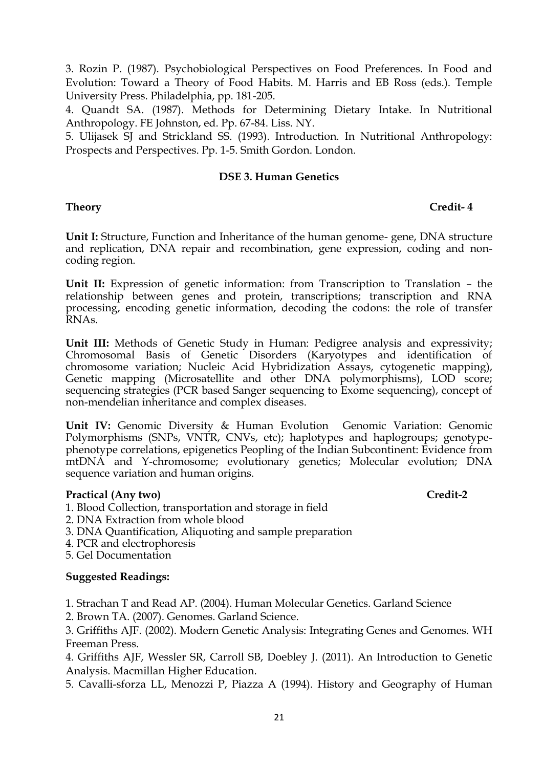3. Rozin P. (1987). Psychobiological Perspectives on Food Preferences. In Food and Evolution: Toward a Theory of Food Habits. M. Harris and EB Ross (eds.). Temple University Press. Philadelphia, pp. 181-205.

4. Quandt SA. (1987). Methods for Determining Dietary Intake. In Nutritional Anthropology. FE Johnston, ed. Pp. 67-84. Liss. NY.

5. Ulijasek SJ and Strickland SS. (1993). Introduction. In Nutritional Anthropology: Prospects and Perspectives. Pp. 1-5. Smith Gordon. London.

## DSE 3. Human Genetics

**Theory** **Credit- 4**

**Unit I:** Structure, Function and Inheritance of the human genome- gene, DNA structure and replication, DNA repair and recombination, gene expression, coding and non-coding region.

**Unit II:** Expression of genetic information: from Transcription to Translation – the relationship between genes and protein, transcriptions; transcription and RNA processing, encoding genetic information, decoding the codons: the role of transfer RNAs.

**Unit III:** Methods of Genetic Study in Human: Pedigree analysis and expressivity; Chromosomal Basis of Genetic Disorders (Karyotypes and identification of chromosome variation; Nucleic Acid Hybridization Assays, cytogenetic mapping), Genetic mapping (Microsatellite and other DNA polymorphisms), LOD score; sequencing strategies (PCR based Sanger sequencing to Exome sequencing), concept of non-mendelian inheritance and complex diseases.

**Unit IV:** Genomic Diversity & Human Evolution Genomic Variation: Genomic Polymorphisms (SNPs, VNTR, CNVs, etc); haplotypes and haplogroups; genotype-phenotype correlations, epigenetics Peopling of the Indian Subcontinent: Evidence from mtDNA and Y-chromosome; evolutionary genetics; Molecular evolution; DNA sequence variation and human origins.

**Practical (Any two)** **Credit-2**

1. Blood Collection, transportation and storage in field
2. DNA Extraction from whole blood
3. DNA Quantification, Aliquoting and sample preparation
4. PCR and electrophoresis
5. Gel Documentation

**Suggested Readings:**

1. Strachan T and Read AP. (2004). Human Molecular Genetics. Garland Science
2. Brown TA. (2007). Genomes. Garland Science.
3. Griffiths AJF. (2002). Modern Genetic Analysis: Integrating Genes and Genomes. WH Freeman Press.
4. Griffiths AJF, Wessler SR, Carroll SB, Doebley J. (2011). An Introduction to Genetic Analysis. Macmillan Higher Education.
5. Cavalli-sforza LL, Menozzi P, Piazza A (1994). History and Geography of Human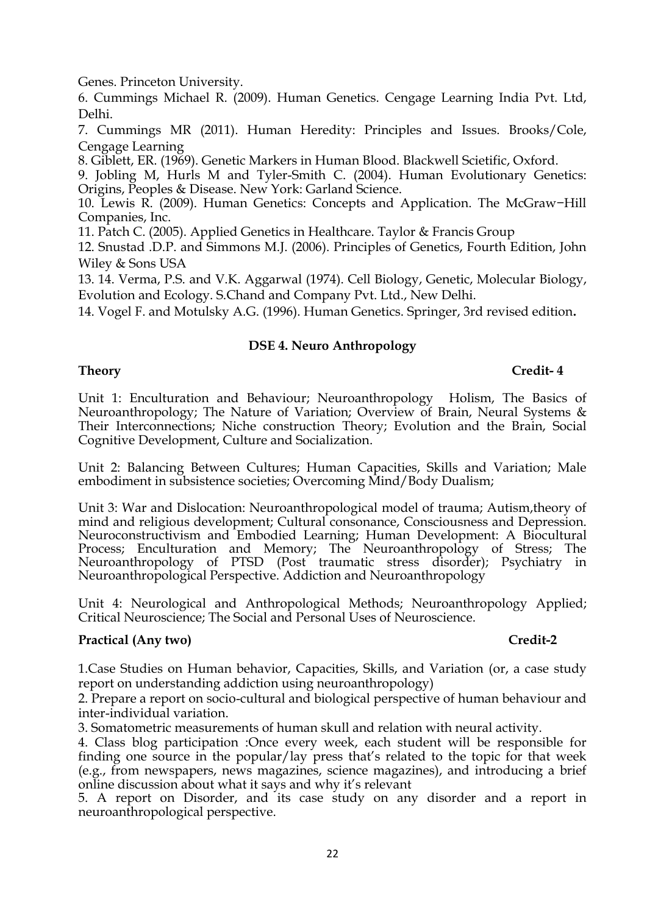Genes. Princeton University.

6. Cummings Michael R. (2009). Human Genetics. Cengage Learning India Pvt. Ltd, Delhi.

7. Cummings MR (2011). Human Heredity: Principles and Issues. Brooks/Cole, Cengage Learning

8. Giblett, ER. (1969). Genetic Markers in Human Blood. Blackwell Scietific, Oxford.

9. Jobling M, Hurls M and Tyler-Smith C. (2004). Human Evolutionary Genetics: Origins, Peoples & Disease. New York: Garland Science.

10. Lewis R. (2009). Human Genetics: Concepts and Application. The McGraw−Hill Companies, Inc.

11. Patch C. (2005). Applied Genetics in Healthcare. Taylor & Francis Group

12. Snustad .D.P. and Simmons M.J. (2006). Principles of Genetics, Fourth Edition, John Wiley & Sons USA

13. 14. Verma, P.S. and V.K. Aggarwal (1974). Cell Biology, Genetic, Molecular Biology, Evolution and Ecology. S.Chand and Company Pvt. Ltd., New Delhi.

14. Vogel F. and Motulsky A.G. (1996). Human Genetics. Springer, 3rd revised edition**.**

## DSE 4. Neuro Anthropology

**Theory** **Credit- 4**

Unit 1: Enculturation and Behaviour; Neuroanthropology Holism, The Basics of Neuroanthropology; The Nature of Variation; Overview of Brain, Neural Systems & Their Interconnections; Niche construction Theory; Evolution and the Brain, Social Cognitive Development, Culture and Socialization.

Unit 2: Balancing Between Cultures; Human Capacities, Skills and Variation; Male embodiment in subsistence societies; Overcoming Mind/Body Dualism;

Unit 3: War and Dislocation: Neuroanthropological model of trauma; Autism,theory of mind and religious development; Cultural consonance, Consciousness and Depression. Neuroconstructivism and Embodied Learning; Human Development: A Biocultural Process; Enculturation and Memory; The Neuroanthropology of Stress; The Neuroanthropology of PTSD (Post traumatic stress disorder); Psychiatry in Neuroanthropological Perspective. Addiction and Neuroanthropology

Unit 4: Neurological and Anthropological Methods; Neuroanthropology Applied; Critical Neuroscience; The Social and Personal Uses of Neuroscience.

**Practical (Any two)** **Credit-2**

1.Case Studies on Human behavior, Capacities, Skills, and Variation (or, a case study report on understanding addiction using neuroanthropology)

2. Prepare a report on socio-cultural and biological perspective of human behaviour and inter-individual variation.

3. Somatometric measurements of human skull and relation with neural activity.

4. Class blog participation :Once every week, each student will be responsible for finding one source in the popular/lay press that's related to the topic for that week (e.g., from newspapers, news magazines, science magazines), and introducing a brief online discussion about what it says and why it's relevant

5. A report on Disorder, and its case study on any disorder and a report in neuroanthropological perspective.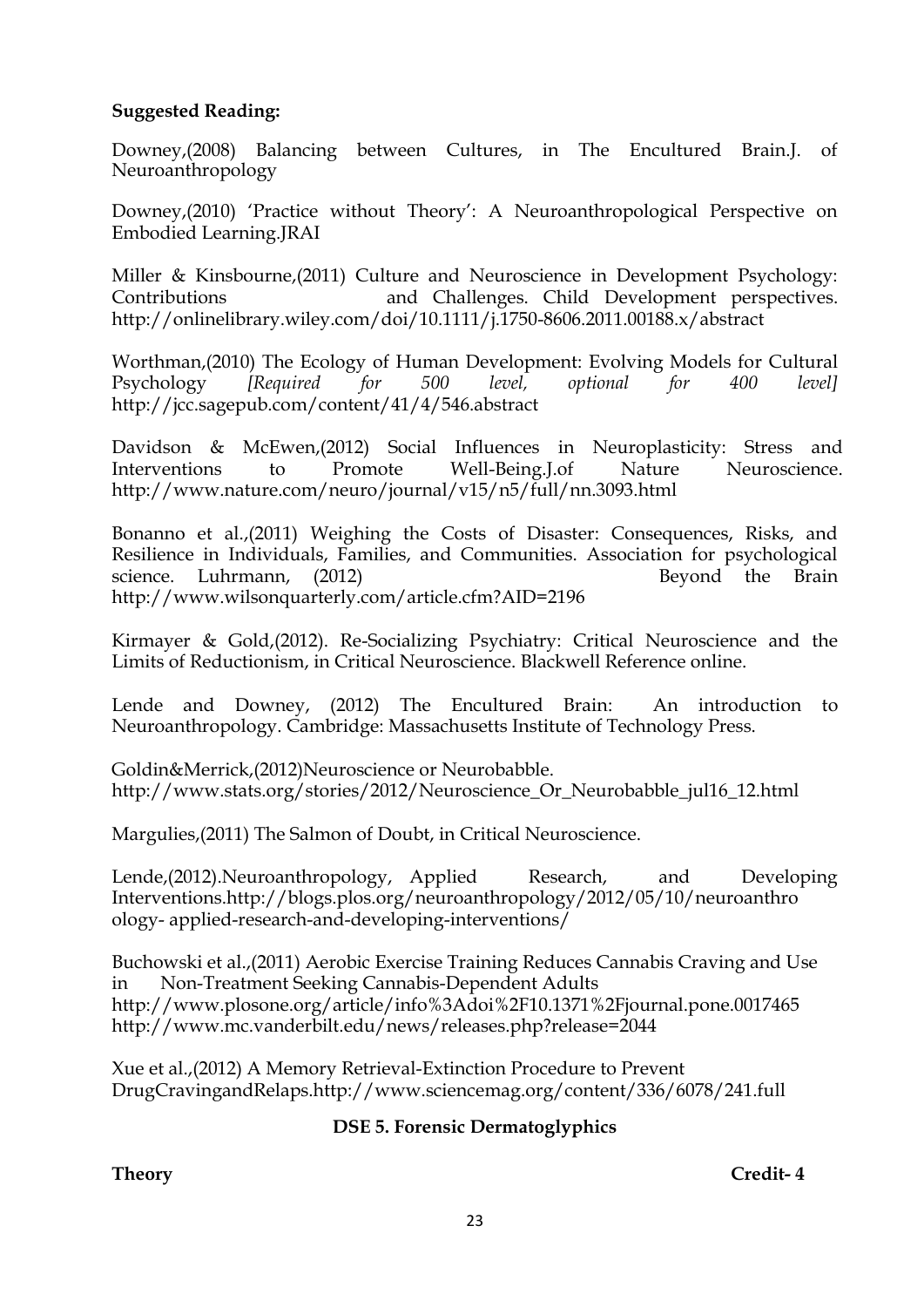**Suggested Reading:**

Downey,(2008) Balancing between Cultures, in The Encultured Brain.J. of Neuroanthropology

Downey,(2010) 'Practice without Theory': A Neuroanthropological Perspective on Embodied Learning.JRAI

Miller & Kinsbourne,(2011) Culture and Neuroscience in Development Psychology: Contributions and Challenges. Child Development perspectives. http://onlinelibrary.wiley.com/doi/10.1111/j.1750-8606.2011.00188.x/abstract

Worthman,(2010) The Ecology of Human Development: Evolving Models for Cultural Psychology *[Required for 500 level, optional for 400 level]* http://jcc.sagepub.com/content/41/4/546.abstract

Davidson & McEwen,(2012) Social Influences in Neuroplasticity: Stress and Interventions to Promote Well-Being.J.of Nature Neuroscience. http://www.nature.com/neuro/journal/v15/n5/full/nn.3093.html

Bonanno et al.,(2011) Weighing the Costs of Disaster: Consequences, Risks, and Resilience in Individuals, Families, and Communities. Association for psychological science. Luhrmann, (2012) Beyond the Brain http://www.wilsonquarterly.com/article.cfm?AID=2196

Kirmayer & Gold,(2012). Re-Socializing Psychiatry: Critical Neuroscience and the Limits of Reductionism, in Critical Neuroscience. Blackwell Reference online.

Lende and Downey, (2012) The Encultured Brain: An introduction to Neuroanthropology. Cambridge: Massachusetts Institute of Technology Press.

Goldin&Merrick,(2012)Neuroscience or Neurobabble. http://www.stats.org/stories/2012/Neuroscience_Or_Neurobabble_jul16_12.html

Margulies,(2011) The Salmon of Doubt, in Critical Neuroscience.

Lende,(2012).Neuroanthropology, Applied Research, and Developing Interventions.http://blogs.plos.org/neuroanthropology/2012/05/10/neuroanthro ology- applied-research-and-developing-interventions/

Buchowski et al.,(2011) Aerobic Exercise Training Reduces Cannabis Craving and Use in Non-Treatment Seeking Cannabis-Dependent Adults http://www.plosone.org/article/info%3Adoi%2F10.1371%2Fjournal.pone.0017465 http://www.mc.vanderbilt.edu/news/releases.php?release=2044

Xue et al.,(2012) A Memory Retrieval-Extinction Procedure to Prevent DrugCravingandRelaps.http://www.sciencemag.org/content/336/6078/241.full

## DSE 5. Forensic Dermatoglyphics

**Theory** **Credit- 4**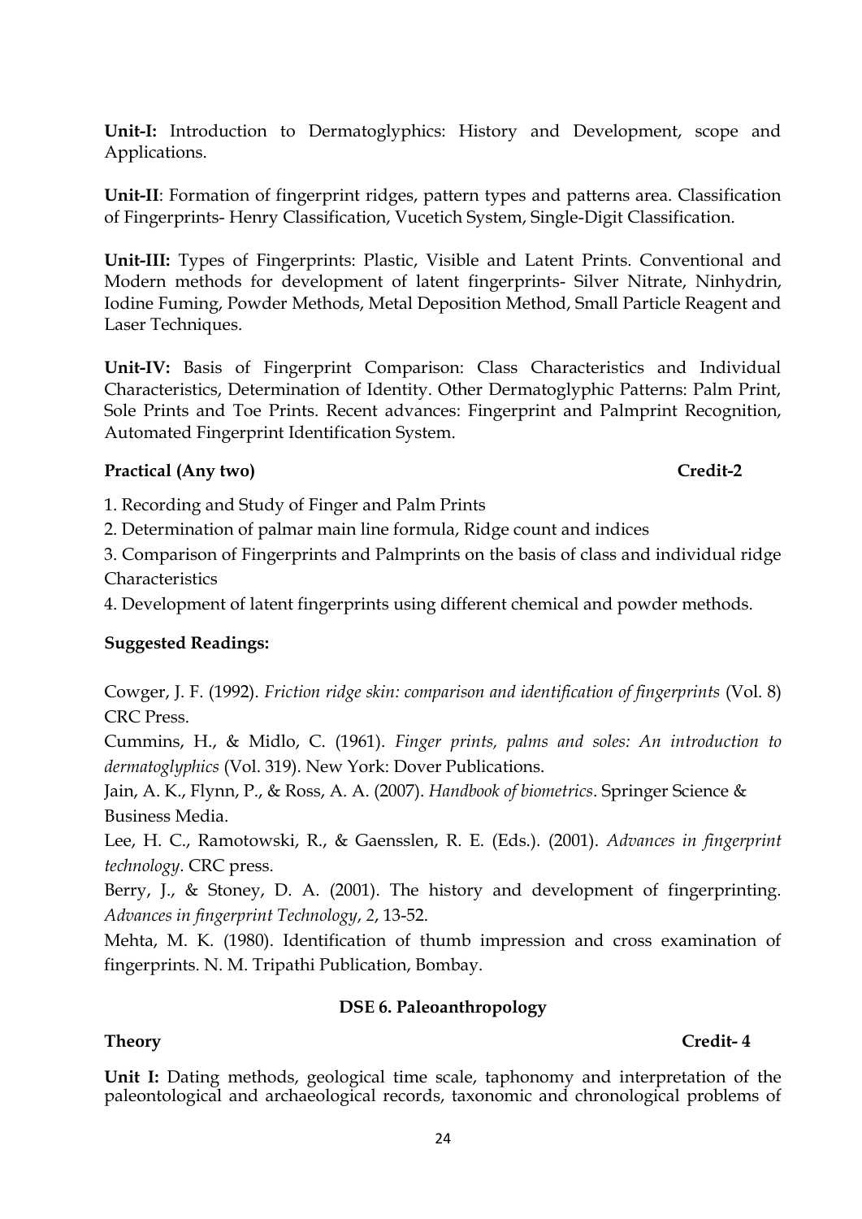**Unit-I:** Introduction to Dermatoglyphics: History and Development, scope and Applications.

**Unit-II**: Formation of fingerprint ridges, pattern types and patterns area. Classification of Fingerprints- Henry Classification, Vucetich System, Single-Digit Classification.

**Unit-III:** Types of Fingerprints: Plastic, Visible and Latent Prints. Conventional and Modern methods for development of latent fingerprints- Silver Nitrate, Ninhydrin, Iodine Fuming, Powder Methods, Metal Deposition Method, Small Particle Reagent and Laser Techniques.

**Unit-IV:** Basis of Fingerprint Comparison: Class Characteristics and Individual Characteristics, Determination of Identity. Other Dermatoglyphic Patterns: Palm Print, Sole Prints and Toe Prints. Recent advances: Fingerprint and Palmprint Recognition, Automated Fingerprint Identification System.

**Practical (Any two) Credit-2**

1. Recording and Study of Finger and Palm Prints
2. Determination of palmar main line formula, Ridge count and indices
3. Comparison of Fingerprints and Palmprints on the basis of class and individual ridge Characteristics
4. Development of latent fingerprints using different chemical and powder methods.

**Suggested Readings:**

Cowger, J. F. (1992). *Friction ridge skin: comparison and identification of fingerprints* (Vol. 8) CRC Press.

Cummins, H., & Midlo, C. (1961). *Finger prints, palms and soles: An introduction to dermatoglyphics* (Vol. 319). New York: Dover Publications.

Jain, A. K., Flynn, P., & Ross, A. A. (2007). *Handbook of biometrics*. Springer Science & Business Media.

Lee, H. C., Ramotowski, R., & Gaensslen, R. E. (Eds.). (2001). *Advances in fingerprint technology.* CRC press.

Berry, J., & Stoney, D. A. (2001). The history and development of fingerprinting. *Advances in fingerprint Technology*, *2*, 13-52.

Mehta, M. K. (1980). Identification of thumb impression and cross examination of fingerprints. N. M. Tripathi Publication, Bombay.

## DSE 6. Paleoanthropology

**Theory Credit- 4**

**Unit I:** Dating methods, geological time scale, taphonomy and interpretation of the paleontological and archaeological records, taxonomic and chronological problems of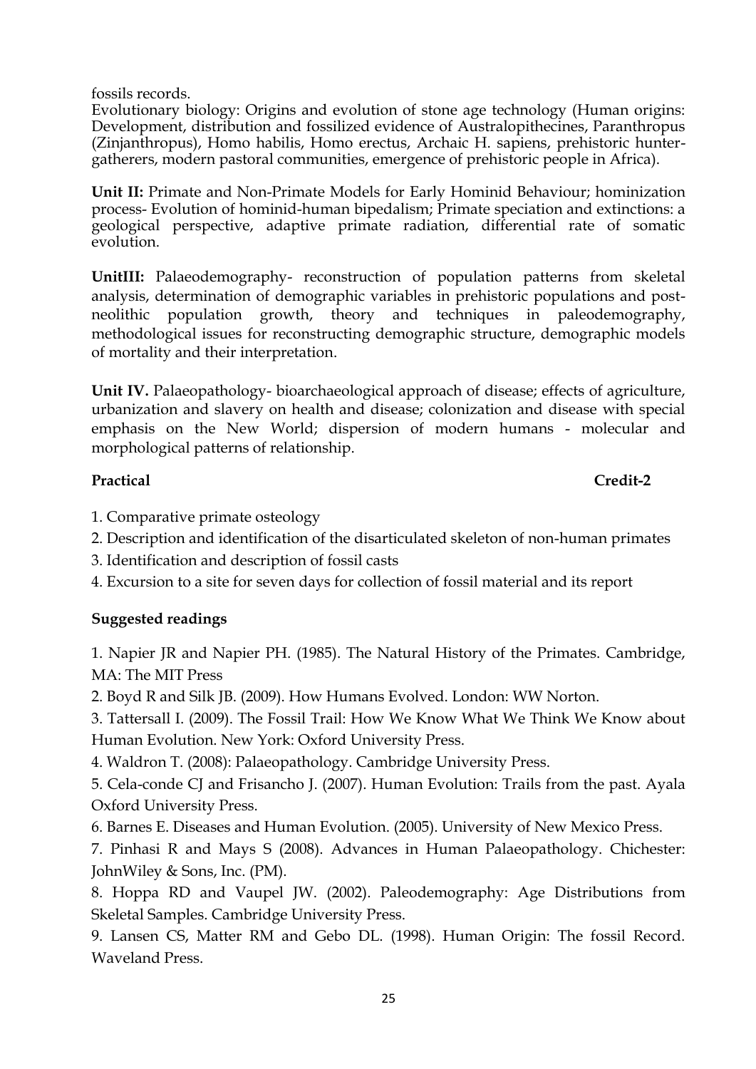fossils records.

Evolutionary biology: Origins and evolution of stone age technology (Human origins: Development, distribution and fossilized evidence of Australopithecines, Paranthropus (Zinjanthropus), Homo habilis, Homo erectus, Archaic H. sapiens, prehistoric hunter-gatherers, modern pastoral communities, emergence of prehistoric people in Africa).

**Unit II:** Primate and Non-Primate Models for Early Hominid Behaviour; hominization process- Evolution of hominid-human bipedalism; Primate speciation and extinctions: a geological perspective, adaptive primate radiation, differential rate of somatic evolution.

**UnitIII:** Palaeodemography- reconstruction of population patterns from skeletal analysis, determination of demographic variables in prehistoric populations and post-neolithic population growth, theory and techniques in paleodemography, methodological issues for reconstructing demographic structure, demographic models of mortality and their interpretation.

**Unit IV.** Palaeopathology- bioarchaeological approach of disease; effects of agriculture, urbanization and slavery on health and disease; colonization and disease with special emphasis on the New World; dispersion of modern humans - molecular and morphological patterns of relationship.

**Practical** **Credit-2**

1. Comparative primate osteology
2. Description and identification of the disarticulated skeleton of non-human primates
3. Identification and description of fossil casts
4. Excursion to a site for seven days for collection of fossil material and its report

**Suggested readings**

1. Napier JR and Napier PH. (1985). The Natural History of the Primates. Cambridge, MA: The MIT Press
2. Boyd R and Silk JB. (2009). How Humans Evolved. London: WW Norton.
3. Tattersall I. (2009). The Fossil Trail: How We Know What We Think We Know about Human Evolution. New York: Oxford University Press.
4. Waldron T. (2008): Palaeopathology. Cambridge University Press.
5. Cela-conde CJ and Frisancho J. (2007). Human Evolution: Trails from the past. Ayala Oxford University Press.
6. Barnes E. Diseases and Human Evolution. (2005). University of New Mexico Press.
7. Pinhasi R and Mays S (2008). Advances in Human Palaeopathology. Chichester: JohnWiley & Sons, Inc. (PM).
8. Hoppa RD and Vaupel JW. (2002). Paleodemography: Age Distributions from Skeletal Samples. Cambridge University Press.
9. Lansen CS, Matter RM and Gebo DL. (1998). Human Origin: The fossil Record. Waveland Press.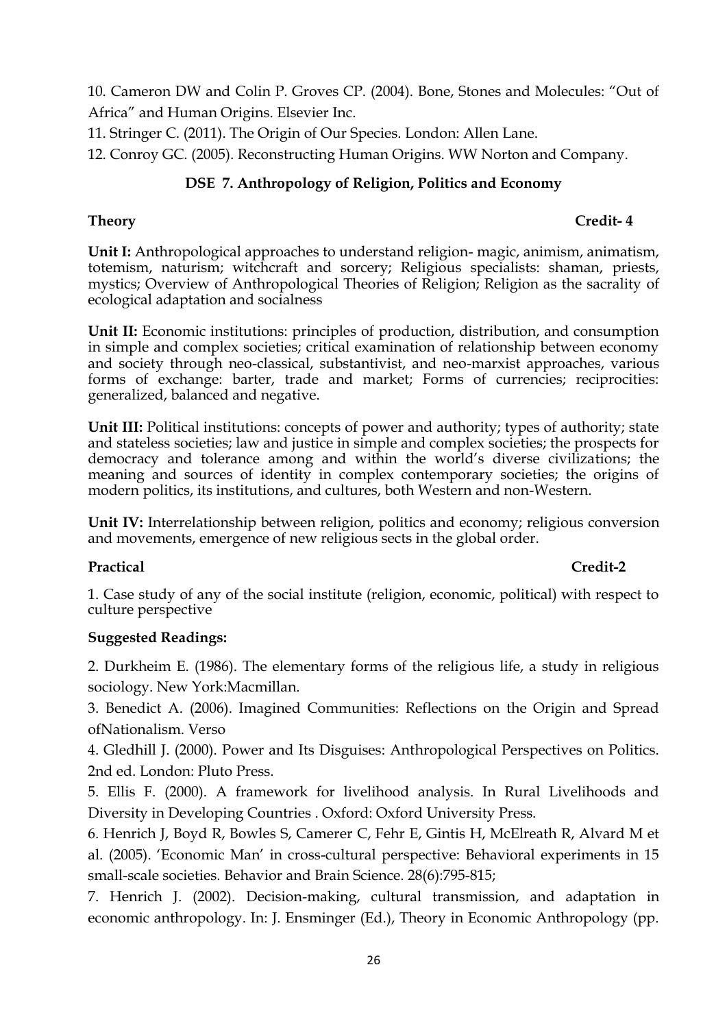10. Cameron DW and Colin P. Groves CP. (2004). Bone, Stones and Molecules: "Out of Africa" and Human Origins. Elsevier Inc.

11. Stringer C. (2011). The Origin of Our Species. London: Allen Lane.

12. Conroy GC. (2005). Reconstructing Human Origins. WW Norton and Company.

## DSE 7. Anthropology of Religion, Politics and Economy

**Theory** **Credit- 4**

**Unit I:** Anthropological approaches to understand religion- magic, animism, animatism, totemism, naturism; witchcraft and sorcery; Religious specialists: shaman, priests, mystics; Overview of Anthropological Theories of Religion; Religion as the sacrality of ecological adaptation and socialness

**Unit II:** Economic institutions: principles of production, distribution, and consumption in simple and complex societies; critical examination of relationship between economy and society through neo-classical, substantivist, and neo-marxist approaches, various forms of exchange: barter, trade and market; Forms of currencies; reciprocities: generalized, balanced and negative.

**Unit III:** Political institutions: concepts of power and authority; types of authority; state and stateless societies; law and justice in simple and complex societies; the prospects for democracy and tolerance among and within the world's diverse civilizations; the meaning and sources of identity in complex contemporary societies; the origins of modern politics, its institutions, and cultures, both Western and non-Western.

**Unit IV:** Interrelationship between religion, politics and economy; religious conversion and movements, emergence of new religious sects in the global order.

**Practical** **Credit-2**

1. Case study of any of the social institute (religion, economic, political) with respect to culture perspective

**Suggested Readings:**

2. Durkheim E. (1986). The elementary forms of the religious life, a study in religious sociology. New York:Macmillan.

3. Benedict A. (2006). Imagined Communities: Reflections on the Origin and Spread ofNationalism. Verso

4. Gledhill J. (2000). Power and Its Disguises: Anthropological Perspectives on Politics. 2nd ed. London: Pluto Press.

5. Ellis F. (2000). A framework for livelihood analysis. In Rural Livelihoods and Diversity in Developing Countries . Oxford: Oxford University Press.

6. Henrich J, Boyd R, Bowles S, Camerer C, Fehr E, Gintis H, McElreath R, Alvard M et al. (2005). 'Economic Man' in cross-cultural perspective: Behavioral experiments in 15 small-scale societies. Behavior and Brain Science. 28(6):795-815;

7. Henrich J. (2002). Decision-making, cultural transmission, and adaptation in economic anthropology. In: J. Ensminger (Ed.), Theory in Economic Anthropology (pp.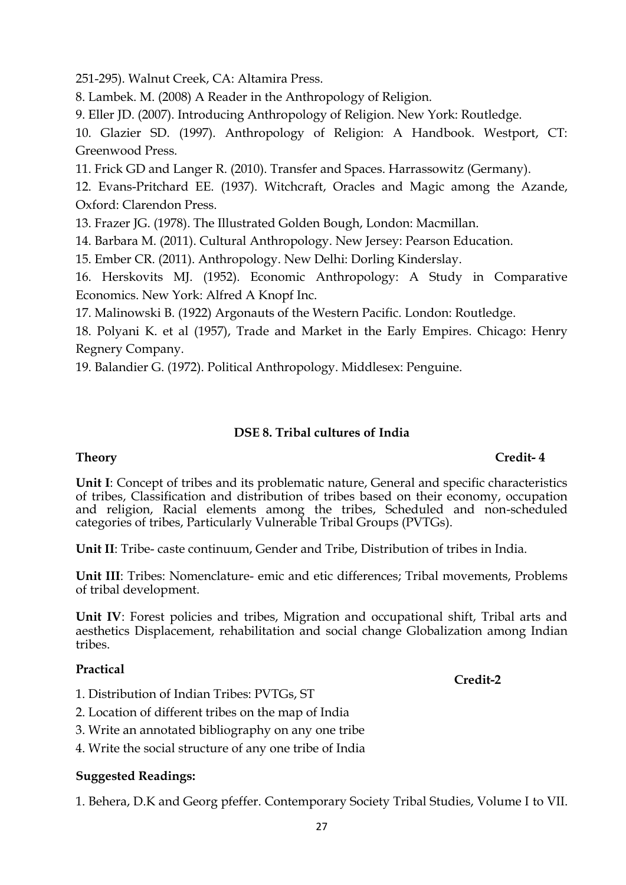251-295). Walnut Creek, CA: Altamira Press.

8. Lambek. M. (2008) A Reader in the Anthropology of Religion.

9. Eller JD. (2007). Introducing Anthropology of Religion. New York: Routledge.

10. Glazier SD. (1997). Anthropology of Religion: A Handbook. Westport, CT: Greenwood Press.

11. Frick GD and Langer R. (2010). Transfer and Spaces. Harrassowitz (Germany).

12. Evans-Pritchard EE. (1937). Witchcraft, Oracles and Magic among the Azande, Oxford: Clarendon Press.

13. Frazer JG. (1978). The Illustrated Golden Bough, London: Macmillan.

14. Barbara M. (2011). Cultural Anthropology. New Jersey: Pearson Education.

15. Ember CR. (2011). Anthropology. New Delhi: Dorling Kinderslay.

16. Herskovits MJ. (1952). Economic Anthropology: A Study in Comparative Economics. New York: Alfred A Knopf Inc.

17. Malinowski B. (1922) Argonauts of the Western Pacific. London: Routledge.

18. Polyani K. et al (1957), Trade and Market in the Early Empires. Chicago: Henry Regnery Company.

19. Balandier G. (1972). Political Anthropology. Middlesex: Penguine.

## DSE 8. Tribal cultures of India

**Theory** **Credit- 4**

**Unit I**: Concept of tribes and its problematic nature, General and specific characteristics of tribes, Classification and distribution of tribes based on their economy, occupation and religion, Racial elements among the tribes, Scheduled and non-scheduled categories of tribes, Particularly Vulnerable Tribal Groups (PVTGs).

**Unit II**: Tribe- caste continuum, Gender and Tribe, Distribution of tribes in India.

**Unit III**: Tribes: Nomenclature- emic and etic differences; Tribal movements, Problems of tribal development.

**Unit IV**: Forest policies and tribes, Migration and occupational shift, Tribal arts and aesthetics Displacement, rehabilitation and social change Globalization among Indian tribes.

**Practical** **Credit-2**

1. Distribution of Indian Tribes: PVTGs, ST
2. Location of different tribes on the map of India
3. Write an annotated bibliography on any one tribe
4. Write the social structure of any one tribe of India

**Suggested Readings:**

1. Behera, D.K and Georg pfeffer. Contemporary Society Tribal Studies, Volume I to VII.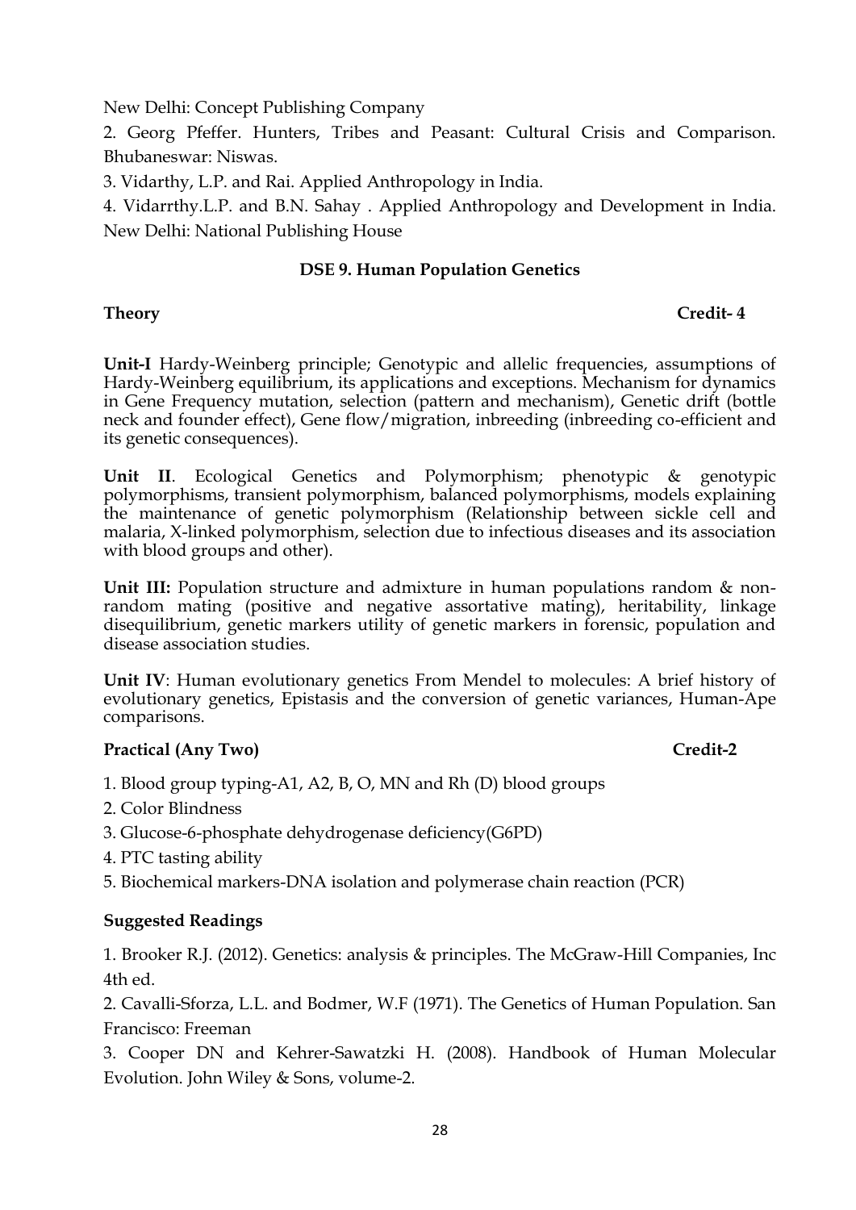New Delhi: Concept Publishing Company

2. Georg Pfeffer. Hunters, Tribes and Peasant: Cultural Crisis and Comparison. Bhubaneswar: Niswas.

3. Vidarthy, L.P. and Rai. Applied Anthropology in India.

4. Vidarrthy.L.P. and B.N. Sahay . Applied Anthropology and Development in India. New Delhi: National Publishing House

## DSE 9. Human Population Genetics

**Theory** **Credit- 4**

**Unit-I** Hardy-Weinberg principle; Genotypic and allelic frequencies, assumptions of Hardy-Weinberg equilibrium, its applications and exceptions. Mechanism for dynamics in Gene Frequency mutation, selection (pattern and mechanism), Genetic drift (bottle neck and founder effect), Gene flow/migration, inbreeding (inbreeding co-efficient and its genetic consequences).

**Unit II**. Ecological Genetics and Polymorphism; phenotypic & genotypic polymorphisms, transient polymorphism, balanced polymorphisms, models explaining the maintenance of genetic polymorphism (Relationship between sickle cell and malaria, X-linked polymorphism, selection due to infectious diseases and its association with blood groups and other).

**Unit III:** Population structure and admixture in human populations random & non-random mating (positive and negative assortative mating), heritability, linkage disequilibrium, genetic markers utility of genetic markers in forensic, population and disease association studies.

**Unit IV**: Human evolutionary genetics From Mendel to molecules: A brief history of evolutionary genetics, Epistasis and the conversion of genetic variances, Human-Ape comparisons.

**Practical (Any Two)** **Credit-2**

1. Blood group typing-A1, A2, B, O, MN and Rh (D) blood groups
2. Color Blindness
3. Glucose-6-phosphate dehydrogenase deficiency(G6PD)
4. PTC tasting ability
5. Biochemical markers-DNA isolation and polymerase chain reaction (PCR)

**Suggested Readings**

1. Brooker R.J. (2012). Genetics: analysis & principles. The McGraw-Hill Companies, Inc 4th ed.

2. Cavalli-Sforza, L.L. and Bodmer, W.F (1971). The Genetics of Human Population. San Francisco: Freeman

3. Cooper DN and Kehrer-Sawatzki H. (2008). Handbook of Human Molecular Evolution. John Wiley & Sons, volume-2.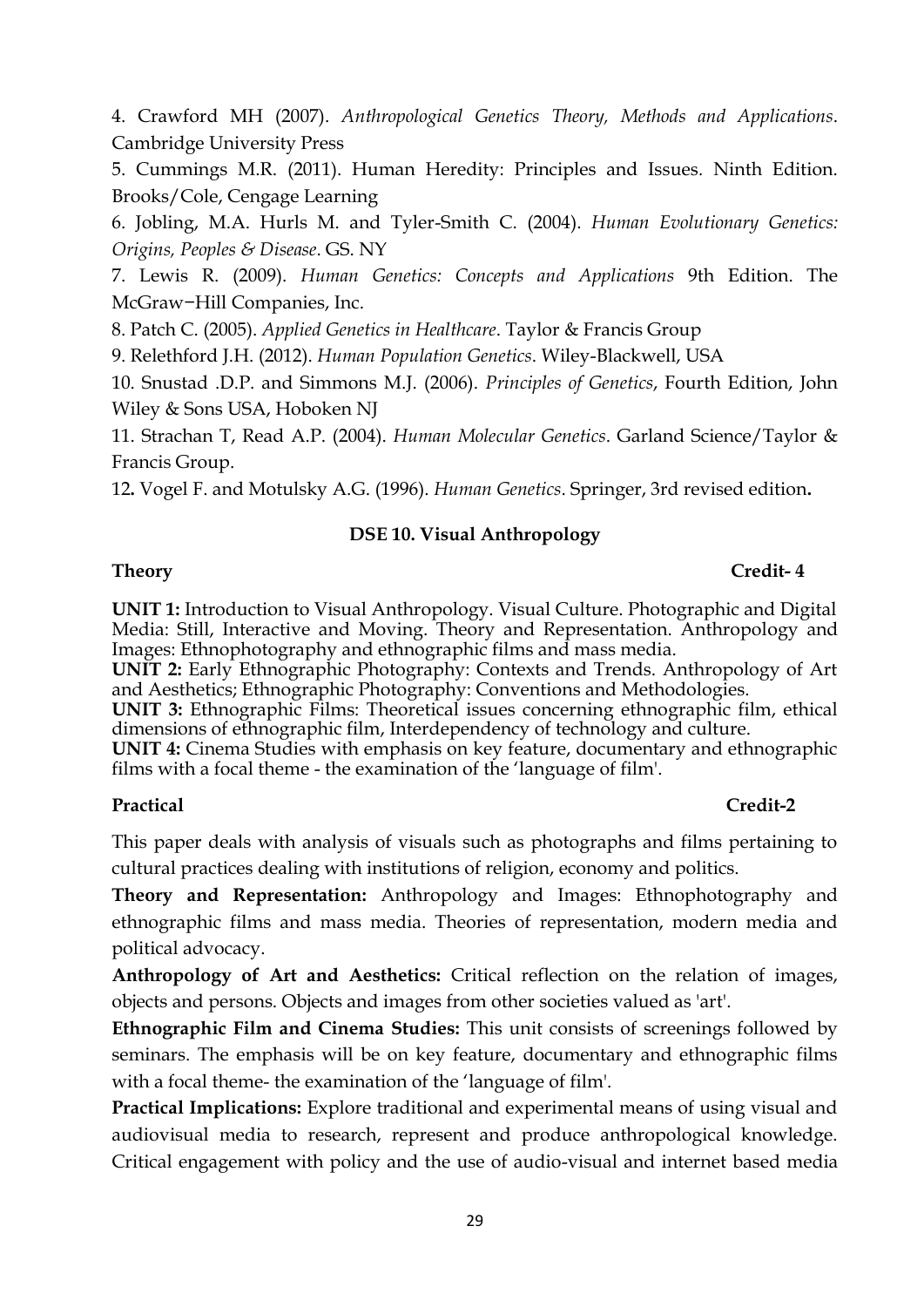4. Crawford MH (2007). *Anthropological Genetics Theory, Methods and Applications*. Cambridge University Press

5. Cummings M.R. (2011). Human Heredity: Principles and Issues. Ninth Edition. Brooks/Cole, Cengage Learning

6. Jobling, M.A. Hurls M. and Tyler-Smith C. (2004). *Human Evolutionary Genetics: Origins, Peoples & Disease*. GS. NY

7. Lewis R. (2009). *Human Genetics: Concepts and Applications* 9th Edition. The McGraw−Hill Companies, Inc.

8. Patch C. (2005). *Applied Genetics in Healthcare*. Taylor & Francis Group

9. Relethford J.H. (2012). *Human Population Genetics*. Wiley-Blackwell, USA

10. Snustad .D.P. and Simmons M.J. (2006). *Principles of Genetics*, Fourth Edition, John Wiley & Sons USA, Hoboken NJ

11. Strachan T, Read A.P. (2004). *Human Molecular Genetics*. Garland Science/Taylor & Francis Group.

12**.** Vogel F. and Motulsky A.G. (1996). *Human Genetics*. Springer, 3rd revised edition**.**

## DSE 10. Visual Anthropology

**Theory** **Credit- 4**

**UNIT 1:** Introduction to Visual Anthropology. Visual Culture. Photographic and Digital Media: Still, Interactive and Moving. Theory and Representation. Anthropology and Images: Ethnophotography and ethnographic films and mass media.

**UNIT 2:** Early Ethnographic Photography: Contexts and Trends. Anthropology of Art and Aesthetics; Ethnographic Photography: Conventions and Methodologies.

**UNIT 3:** Ethnographic Films: Theoretical issues concerning ethnographic film, ethical dimensions of ethnographic film, Interdependency of technology and culture.

**UNIT 4:** Cinema Studies with emphasis on key feature, documentary and ethnographic films with a focal theme - the examination of the 'language of film'.

**Practical** **Credit-2**

This paper deals with analysis of visuals such as photographs and films pertaining to cultural practices dealing with institutions of religion, economy and politics.

**Theory and Representation:** Anthropology and Images: Ethnophotography and ethnographic films and mass media. Theories of representation, modern media and political advocacy.

**Anthropology of Art and Aesthetics:** Critical reflection on the relation of images, objects and persons. Objects and images from other societies valued as 'art'.

**Ethnographic Film and Cinema Studies:** This unit consists of screenings followed by seminars. The emphasis will be on key feature, documentary and ethnographic films with a focal theme- the examination of the 'language of film'.

**Practical Implications:** Explore traditional and experimental means of using visual and audiovisual media to research, represent and produce anthropological knowledge. Critical engagement with policy and the use of audio-visual and internet based media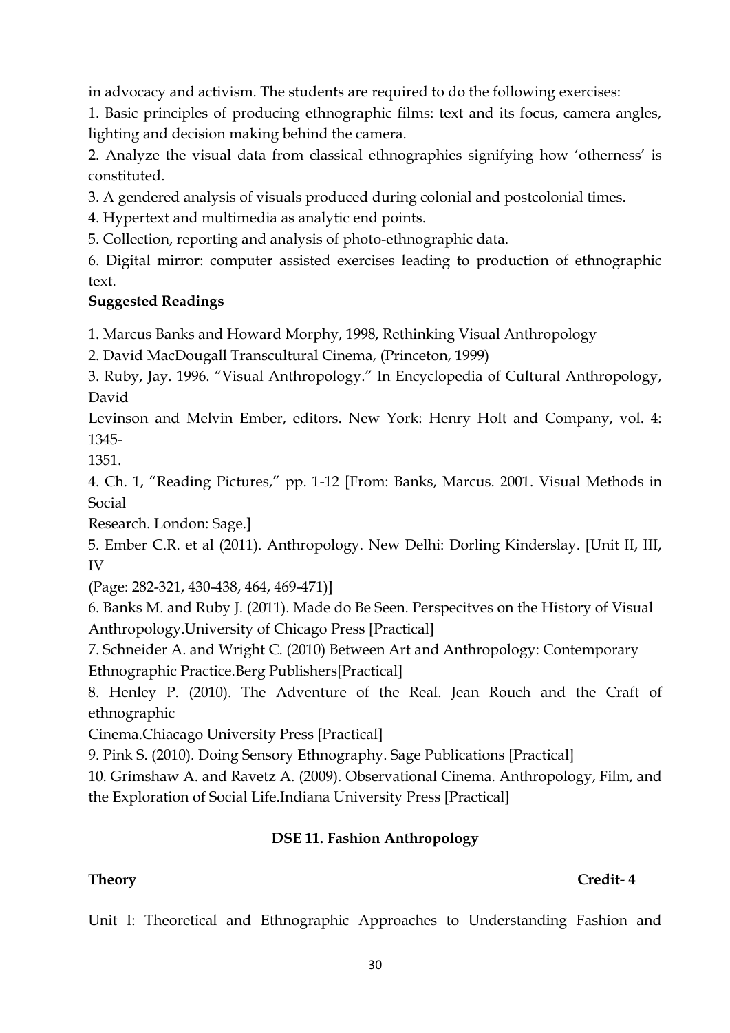in advocacy and activism. The students are required to do the following exercises:

1. Basic principles of producing ethnographic films: text and its focus, camera angles, lighting and decision making behind the camera.
2. Analyze the visual data from classical ethnographies signifying how 'otherness' is constituted.
3. A gendered analysis of visuals produced during colonial and postcolonial times.
4. Hypertext and multimedia as analytic end points.
5. Collection, reporting and analysis of photo-ethnographic data.
6. Digital mirror: computer assisted exercises leading to production of ethnographic text.

**Suggested Readings**

1. Marcus Banks and Howard Morphy, 1998, Rethinking Visual Anthropology
2. David MacDougall Transcultural Cinema, (Princeton, 1999)
3. Ruby, Jay. 1996. "Visual Anthropology." In Encyclopedia of Cultural Anthropology, David Levinson and Melvin Ember, editors. New York: Henry Holt and Company, vol. 4: 1345-1351.
4. Ch. 1, "Reading Pictures," pp. 1-12 [From: Banks, Marcus. 2001. Visual Methods in Social Research. London: Sage.]
5. Ember C.R. et al (2011). Anthropology. New Delhi: Dorling Kinderslay. [Unit II, III, IV (Page: 282-321, 430-438, 464, 469-471)]
6. Banks M. and Ruby J. (2011). Made do Be Seen. Perspecitves on the History of Visual Anthropology.University of Chicago Press [Practical]
7. Schneider A. and Wright C. (2010) Between Art and Anthropology: Contemporary Ethnographic Practice.Berg Publishers[Practical]
8. Henley P. (2010). The Adventure of the Real. Jean Rouch and the Craft of ethnographic Cinema.Chiacago University Press [Practical]
9. Pink S. (2010). Doing Sensory Ethnography. Sage Publications [Practical]
10. Grimshaw A. and Ravetz A. (2009). Observational Cinema. Anthropology, Film, and the Exploration of Social Life.Indiana University Press [Practical]

## DSE 11. Fashion Anthropology

**Theory** **Credit- 4**

Unit I: Theoretical and Ethnographic Approaches to Understanding Fashion and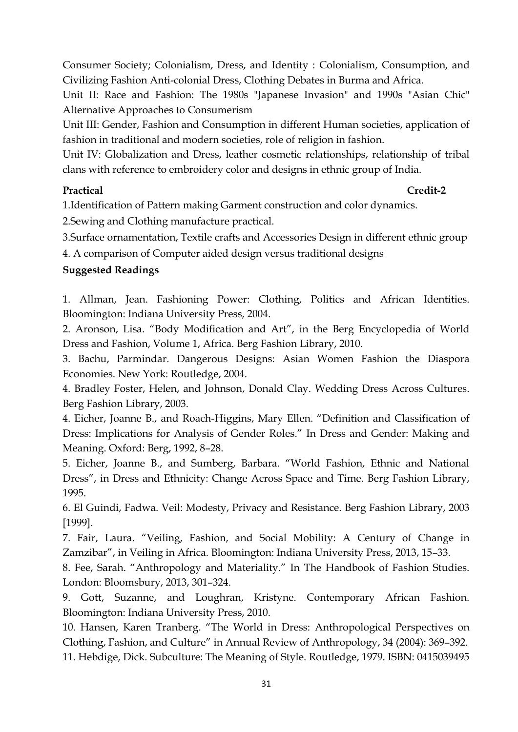Consumer Society; Colonialism, Dress, and Identity : Colonialism, Consumption, and Civilizing Fashion Anti-colonial Dress, Clothing Debates in Burma and Africa.

Unit II: Race and Fashion: The 1980s "Japanese Invasion" and 1990s "Asian Chic" Alternative Approaches to Consumerism

Unit III: Gender, Fashion and Consumption in different Human societies, application of fashion in traditional and modern societies, role of religion in fashion.

Unit IV: Globalization and Dress, leather cosmetic relationships, relationship of tribal clans with reference to embroidery color and designs in ethnic group of India.

**Practical** **Credit-2**

1.Identification of Pattern making Garment construction and color dynamics.

2.Sewing and Clothing manufacture practical.

3.Surface ornamentation, Textile crafts and Accessories Design in different ethnic group

4. A comparison of Computer aided design versus traditional designs

**Suggested Readings**

1. Allman, Jean. Fashioning Power: Clothing, Politics and African Identities. Bloomington: Indiana University Press, 2004.
2. Aronson, Lisa. "Body Modification and Art", in the Berg Encyclopedia of World Dress and Fashion, Volume 1, Africa. Berg Fashion Library, 2010.
3. Bachu, Parmindar. Dangerous Designs: Asian Women Fashion the Diaspora Economies. New York: Routledge, 2004.
4. Bradley Foster, Helen, and Johnson, Donald Clay. Wedding Dress Across Cultures. Berg Fashion Library, 2003.
4. Eicher, Joanne B., and Roach-Higgins, Mary Ellen. "Definition and Classification of Dress: Implications for Analysis of Gender Roles." In Dress and Gender: Making and Meaning. Oxford: Berg, 1992, 8–28.
5. Eicher, Joanne B., and Sumberg, Barbara. "World Fashion, Ethnic and National Dress", in Dress and Ethnicity: Change Across Space and Time. Berg Fashion Library, 1995.
6. El Guindi, Fadwa. Veil: Modesty, Privacy and Resistance. Berg Fashion Library, 2003 [1999].
7. Fair, Laura. "Veiling, Fashion, and Social Mobility: A Century of Change in Zamzibar", in Veiling in Africa. Bloomington: Indiana University Press, 2013, 15–33.
8. Fee, Sarah. "Anthropology and Materiality." In The Handbook of Fashion Studies. London: Bloomsbury, 2013, 301–324.
9. Gott, Suzanne, and Loughran, Kristyne. Contemporary African Fashion. Bloomington: Indiana University Press, 2010.
10. Hansen, Karen Tranberg. "The World in Dress: Anthropological Perspectives on Clothing, Fashion, and Culture" in Annual Review of Anthropology, 34 (2004): 369–392.
11. Hebdige, Dick. Subculture: The Meaning of Style. Routledge, 1979. ISBN: 0415039495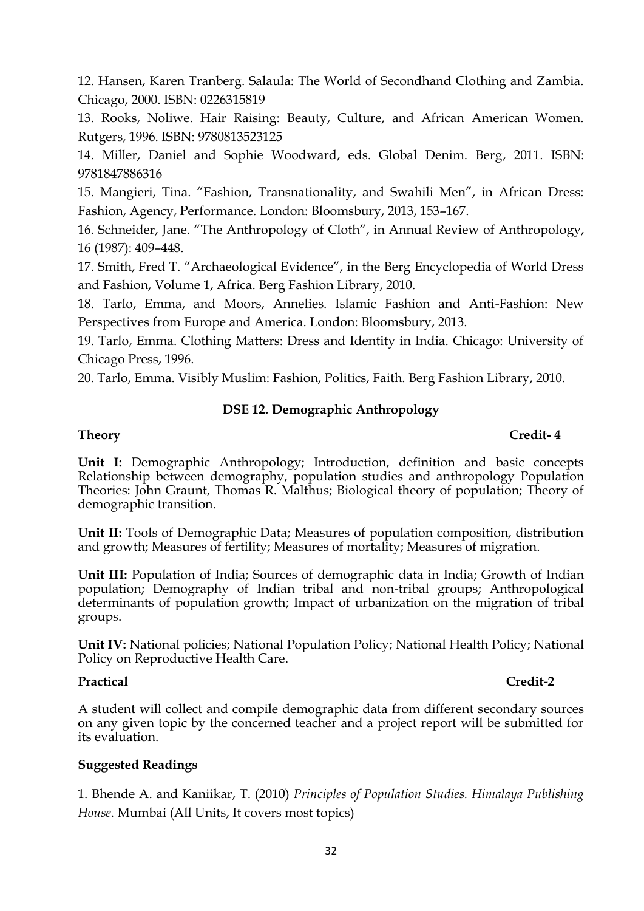12. Hansen, Karen Tranberg. Salaula: The World of Secondhand Clothing and Zambia. Chicago, 2000. ISBN: 0226315819

13. Rooks, Noliwe. Hair Raising: Beauty, Culture, and African American Women. Rutgers, 1996. ISBN: 9780813523125

14. Miller, Daniel and Sophie Woodward, eds. Global Denim. Berg, 2011. ISBN: 9781847886316

15. Mangieri, Tina. "Fashion, Transnationality, and Swahili Men", in African Dress: Fashion, Agency, Performance. London: Bloomsbury, 2013, 153–167.

16. Schneider, Jane. "The Anthropology of Cloth", in Annual Review of Anthropology, 16 (1987): 409–448.

17. Smith, Fred T. "Archaeological Evidence", in the Berg Encyclopedia of World Dress and Fashion, Volume 1, Africa. Berg Fashion Library, 2010.

18. Tarlo, Emma, and Moors, Annelies. Islamic Fashion and Anti-Fashion: New Perspectives from Europe and America. London: Bloomsbury, 2013.

19. Tarlo, Emma. Clothing Matters: Dress and Identity in India. Chicago: University of Chicago Press, 1996.

20. Tarlo, Emma. Visibly Muslim: Fashion, Politics, Faith. Berg Fashion Library, 2010.

## DSE 12. Demographic Anthropology

**Theory** **Credit- 4**

**Unit I:** Demographic Anthropology; Introduction, definition and basic concepts Relationship between demography, population studies and anthropology Population Theories: John Graunt, Thomas R. Malthus; Biological theory of population; Theory of demographic transition.

**Unit II:** Tools of Demographic Data; Measures of population composition, distribution and growth; Measures of fertility; Measures of mortality; Measures of migration.

**Unit III:** Population of India; Sources of demographic data in India; Growth of Indian population; Demography of Indian tribal and non-tribal groups; Anthropological determinants of population growth; Impact of urbanization on the migration of tribal groups.

**Unit IV:** National policies; National Population Policy; National Health Policy; National Policy on Reproductive Health Care.

**Practical** **Credit-2**

A student will collect and compile demographic data from different secondary sources on any given topic by the concerned teacher and a project report will be submitted for its evaluation.

**Suggested Readings**

1. Bhende A. and Kaniikar, T. (2010) *Principles of Population Studies. Himalaya Publishing House.* Mumbai (All Units, It covers most topics)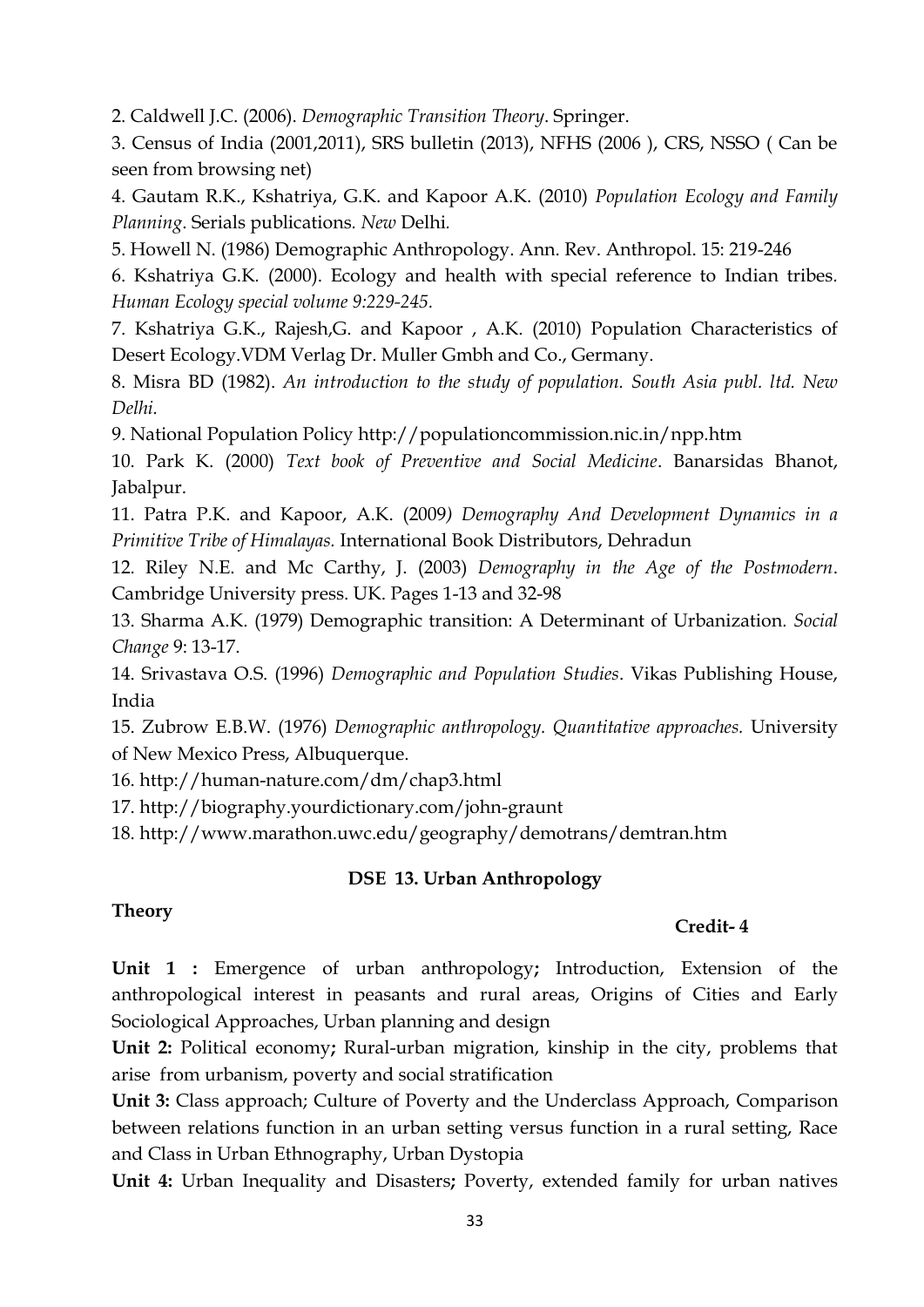2. Caldwell J.C. (2006). *Demographic Transition Theory*. Springer.

3. Census of India (2001,2011), SRS bulletin (2013), NFHS (2006 ), CRS, NSSO ( Can be seen from browsing net)

4. Gautam R.K., Kshatriya, G.K. and Kapoor A.K. (2010) *Population Ecology and Family Planning*. Serials publications. *New* Delhi.

5. Howell N. (1986) Demographic Anthropology. Ann. Rev. Anthropol. 15: 219-246

6. Kshatriya G.K. (2000). Ecology and health with special reference to Indian tribes. *Human Ecology special volume 9:229-245.*

7. Kshatriya G.K., Rajesh,G. and Kapoor , A.K. (2010) Population Characteristics of Desert Ecology.VDM Verlag Dr. Muller Gmbh and Co., Germany.

8. Misra BD (1982). *An introduction to the study of population. South Asia publ. ltd. New Delhi.*

9. National Population Policy http://populationcommission.nic.in/npp.htm

10. Park K. (2000) *Text book of Preventive and Social Medicine*. Banarsidas Bhanot, Jabalpur.

11. Patra P.K. and Kapoor, A.K. (2009*) Demography And Development Dynamics in a Primitive Tribe of Himalayas.* International Book Distributors, Dehradun

12. Riley N.E. and Mc Carthy, J. (2003) *Demography in the Age of the Postmodern*. Cambridge University press. UK. Pages 1-13 and 32-98

13. Sharma A.K. (1979) Demographic transition: A Determinant of Urbanization. *Social Change* 9: 13-17.

14. Srivastava O.S. (1996) *Demographic and Population Studies*. Vikas Publishing House, India

15. Zubrow E.B.W. (1976) *Demographic anthropology. Quantitative approaches.* University of New Mexico Press, Albuquerque.

16. http://human-nature.com/dm/chap3.html

17. http://biography.yourdictionary.com/john-graunt

18. http://www.marathon.uwc.edu/geography/demotrans/demtran.htm

## DSE 13. Urban Anthropology

**Theory** **Credit- 4**

**Unit 1 :** Emergence of urban anthropology**;** Introduction, Extension of the anthropological interest in peasants and rural areas, Origins of Cities and Early Sociological Approaches, Urban planning and design

**Unit 2:** Political economy**;** Rural-urban migration, kinship in the city, problems that arise from urbanism, poverty and social stratification

**Unit 3:** Class approach; Culture of Poverty and the Underclass Approach, Comparison between relations function in an urban setting versus function in a rural setting, Race and Class in Urban Ethnography, Urban Dystopia

**Unit 4:** Urban Inequality and Disasters**;** Poverty, extended family for urban natives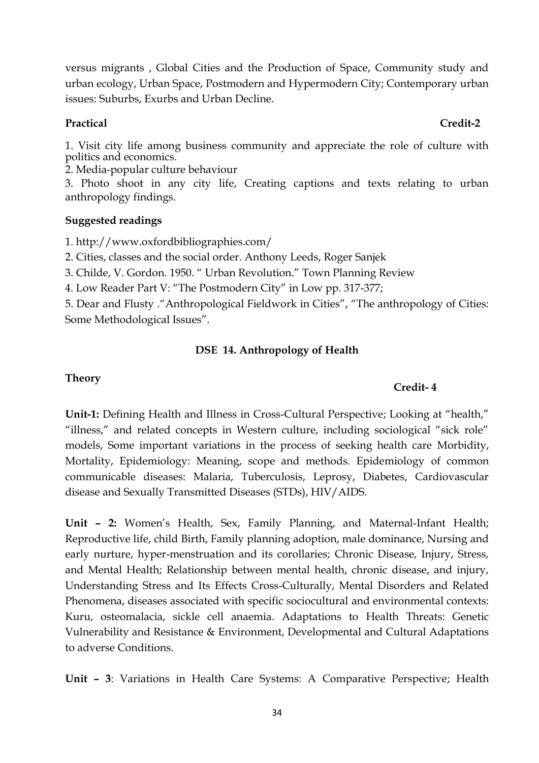versus migrants , Global Cities and the Production of Space, Community study and urban ecology, Urban Space, Postmodern and Hypermodern City; Contemporary urban issues: Suburbs, Exurbs and Urban Decline.

**Practical** **Credit-2**

1. Visit city life among business community and appreciate the role of culture with politics and economics.
2. Media-popular culture behaviour
3. Photo shoot in any city life, Creating captions and texts relating to urban anthropology findings.

**Suggested readings**

1. http://www.oxfordbibliographies.com/
2. Cities, classes and the social order. Anthony Leeds, Roger Sanjek
3. Childe, V. Gordon. 1950. " Urban Revolution." Town Planning Review
4. Low Reader Part V: "The Postmodern City" in Low pp. 317-377;
5. Dear and Flusty ."Anthropological Fieldwork in Cities", "The anthropology of Cities: Some Methodological Issues".

## DSE 14. Anthropology of Health

**Theory** **Credit- 4**

**Unit-1:** Defining Health and Illness in Cross-Cultural Perspective; Looking at "health," "illness," and related concepts in Western culture, including sociological "sick role" models, Some important variations in the process of seeking health care Morbidity, Mortality, Epidemiology: Meaning, scope and methods. Epidemiology of common communicable diseases: Malaria, Tuberculosis, Leprosy, Diabetes, Cardiovascular disease and Sexually Transmitted Diseases (STDs), HIV/AIDS.

**Unit – 2:** Women's Health, Sex, Family Planning, and Maternal-Infant Health; Reproductive life, child Birth, Family planning adoption, male dominance, Nursing and early nurture, hyper-menstruation and its corollaries; Chronic Disease, Injury, Stress, and Mental Health; Relationship between mental health, chronic disease, and injury, Understanding Stress and Its Effects Cross-Culturally, Mental Disorders and Related Phenomena, diseases associated with specific sociocultural and environmental contexts: Kuru, osteomalacia, sickle cell anaemia. Adaptations to Health Threats: Genetic Vulnerability and Resistance & Environment, Developmental and Cultural Adaptations to adverse Conditions.

**Unit – 3**: Variations in Health Care Systems: A Comparative Perspective; Health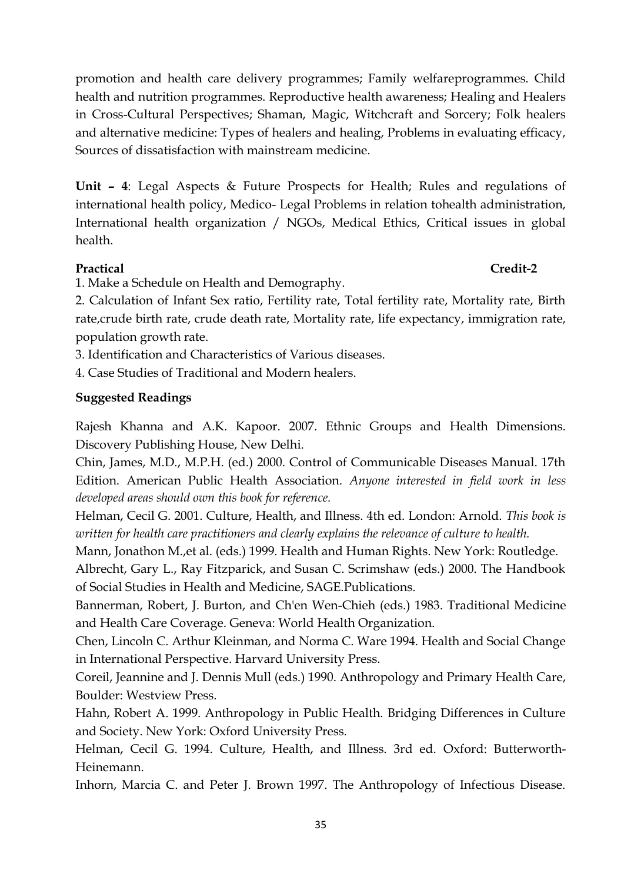promotion and health care delivery programmes; Family welfareprogrammes. Child health and nutrition programmes. Reproductive health awareness; Healing and Healers in Cross-Cultural Perspectives; Shaman, Magic, Witchcraft and Sorcery; Folk healers and alternative medicine: Types of healers and healing, Problems in evaluating efficacy, Sources of dissatisfaction with mainstream medicine.

**Unit – 4**: Legal Aspects & Future Prospects for Health; Rules and regulations of international health policy, Medico- Legal Problems in relation tohealth administration, International health organization / NGOs, Medical Ethics, Critical issues in global health.

**Practical** **Credit-2**

1. Make a Schedule on Health and Demography.
2. Calculation of Infant Sex ratio, Fertility rate, Total fertility rate, Mortality rate, Birth rate,crude birth rate, crude death rate, Mortality rate, life expectancy, immigration rate, population growth rate.
3. Identification and Characteristics of Various diseases.
4. Case Studies of Traditional and Modern healers.

**Suggested Readings**

Rajesh Khanna and A.K. Kapoor. 2007. Ethnic Groups and Health Dimensions. Discovery Publishing House, New Delhi.

Chin, James, M.D., M.P.H. (ed.) 2000. Control of Communicable Diseases Manual. 17th Edition. American Public Health Association. *Anyone interested in field work in less developed areas should own this book for reference.*

Helman, Cecil G. 2001. Culture, Health, and Illness. 4th ed. London: Arnold. *This book is written for health care practitioners and clearly explains the relevance of culture to health.*

Mann, Jonathon M.,et al. (eds.) 1999. Health and Human Rights. New York: Routledge.

Albrecht, Gary L., Ray Fitzparick, and Susan C. Scrimshaw (eds.) 2000. The Handbook of Social Studies in Health and Medicine, SAGE.Publications.

Bannerman, Robert, J. Burton, and Ch'en Wen-Chieh (eds.) 1983. Traditional Medicine and Health Care Coverage. Geneva: World Health Organization.

Chen, Lincoln C. Arthur Kleinman, and Norma C. Ware 1994. Health and Social Change in International Perspective. Harvard University Press.

Coreil, Jeannine and J. Dennis Mull (eds.) 1990. Anthropology and Primary Health Care, Boulder: Westview Press.

Hahn, Robert A. 1999. Anthropology in Public Health. Bridging Differences in Culture and Society. New York: Oxford University Press.

Helman, Cecil G. 1994. Culture, Health, and Illness. 3rd ed. Oxford: Butterworth-Heinemann.

Inhorn, Marcia C. and Peter J. Brown 1997. The Anthropology of Infectious Disease.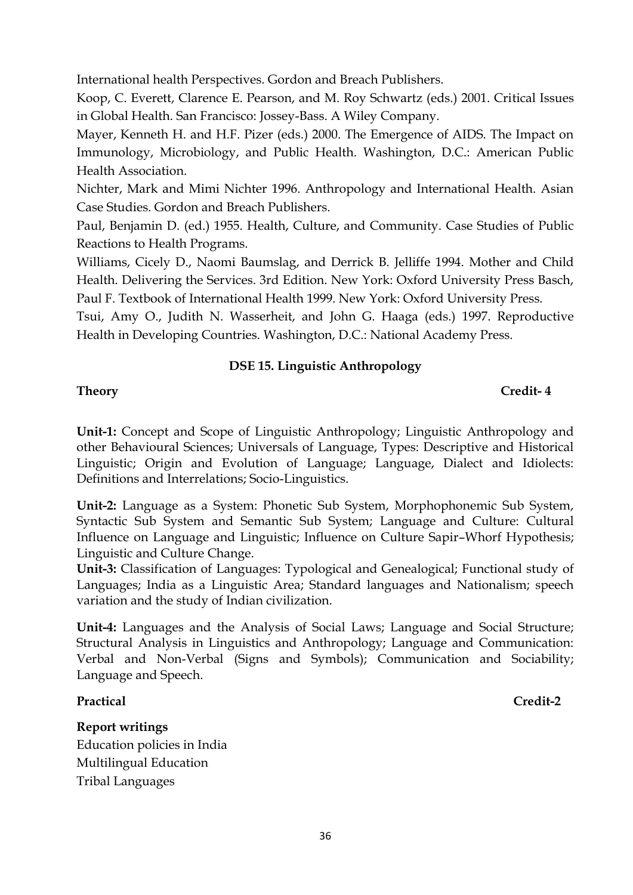International health Perspectives. Gordon and Breach Publishers.

Koop, C. Everett, Clarence E. Pearson, and M. Roy Schwartz (eds.) 2001. Critical Issues in Global Health. San Francisco: Jossey-Bass. A Wiley Company.

Mayer, Kenneth H. and H.F. Pizer (eds.) 2000. The Emergence of AIDS. The Impact on Immunology, Microbiology, and Public Health. Washington, D.C.: American Public Health Association.

Nichter, Mark and Mimi Nichter 1996. Anthropology and International Health. Asian Case Studies. Gordon and Breach Publishers.

Paul, Benjamin D. (ed.) 1955. Health, Culture, and Community. Case Studies of Public Reactions to Health Programs.

Williams, Cicely D., Naomi Baumslag, and Derrick B. Jelliffe 1994. Mother and Child Health. Delivering the Services. 3rd Edition. New York: Oxford University Press Basch, Paul F. Textbook of International Health 1999. New York: Oxford University Press.

Tsui, Amy O., Judith N. Wasserheit, and John G. Haaga (eds.) 1997. Reproductive Health in Developing Countries. Washington, D.C.: National Academy Press.

## DSE 15. Linguistic Anthropology

**Theory** **Credit- 4**

**Unit-1:** Concept and Scope of Linguistic Anthropology; Linguistic Anthropology and other Behavioural Sciences; Universals of Language, Types: Descriptive and Historical Linguistic; Origin and Evolution of Language; Language, Dialect and Idiolects: Definitions and Interrelations; Socio-Linguistics.

**Unit-2:** Language as a System: Phonetic Sub System, Morphophonemic Sub System, Syntactic Sub System and Semantic Sub System; Language and Culture: Cultural Influence on Language and Linguistic; Influence on Culture Sapir–Whorf Hypothesis; Linguistic and Culture Change.

**Unit-3:** Classification of Languages: Typological and Genealogical; Functional study of Languages; India as a Linguistic Area; Standard languages and Nationalism; speech variation and the study of Indian civilization.

**Unit-4:** Languages and the Analysis of Social Laws; Language and Social Structure; Structural Analysis in Linguistics and Anthropology; Language and Communication: Verbal and Non-Verbal (Signs and Symbols); Communication and Sociability; Language and Speech.

**Practical** **Credit-2**

**Report writings**

Education policies in India

Multilingual Education

Tribal Languages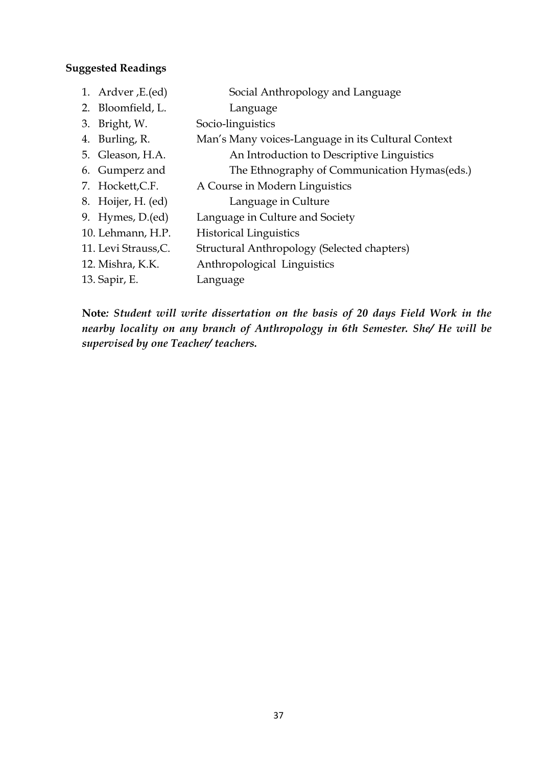**Suggested Readings**

| | |
|---|---|
| 1. Ardver ,E.(ed) | Social Anthropology and Language |
| 2. Bloomfield, L. | Language |
| 3. Bright, W. | Socio-linguistics |
| 4. Burling, R. | Man's Many voices-Language in its Cultural Context |
| 5. Gleason, H.A. | An Introduction to Descriptive Linguistics |
| 6. Gumperz and | The Ethnography of Communication Hymas(eds.) |
| 7. Hockett,C.F. | A Course in Modern Linguistics |
| 8. Hoijer, H. (ed) | Language in Culture |
| 9. Hymes, D.(ed) | Language in Culture and Society |
| 10. Lehmann, H.P. | Historical Linguistics |
| 11. Levi Strauss,C. | Structural Anthropology (Selected chapters) |
| 12. Mishra, K.K. | Anthropological Linguistics |
| 13. Sapir, E. | Language |

**Note***: Student will write dissertation on the basis of 20 days Field Work in the nearby locality on any branch of Anthropology in 6th Semester. She/ He will be supervised by one Teacher/ teachers.*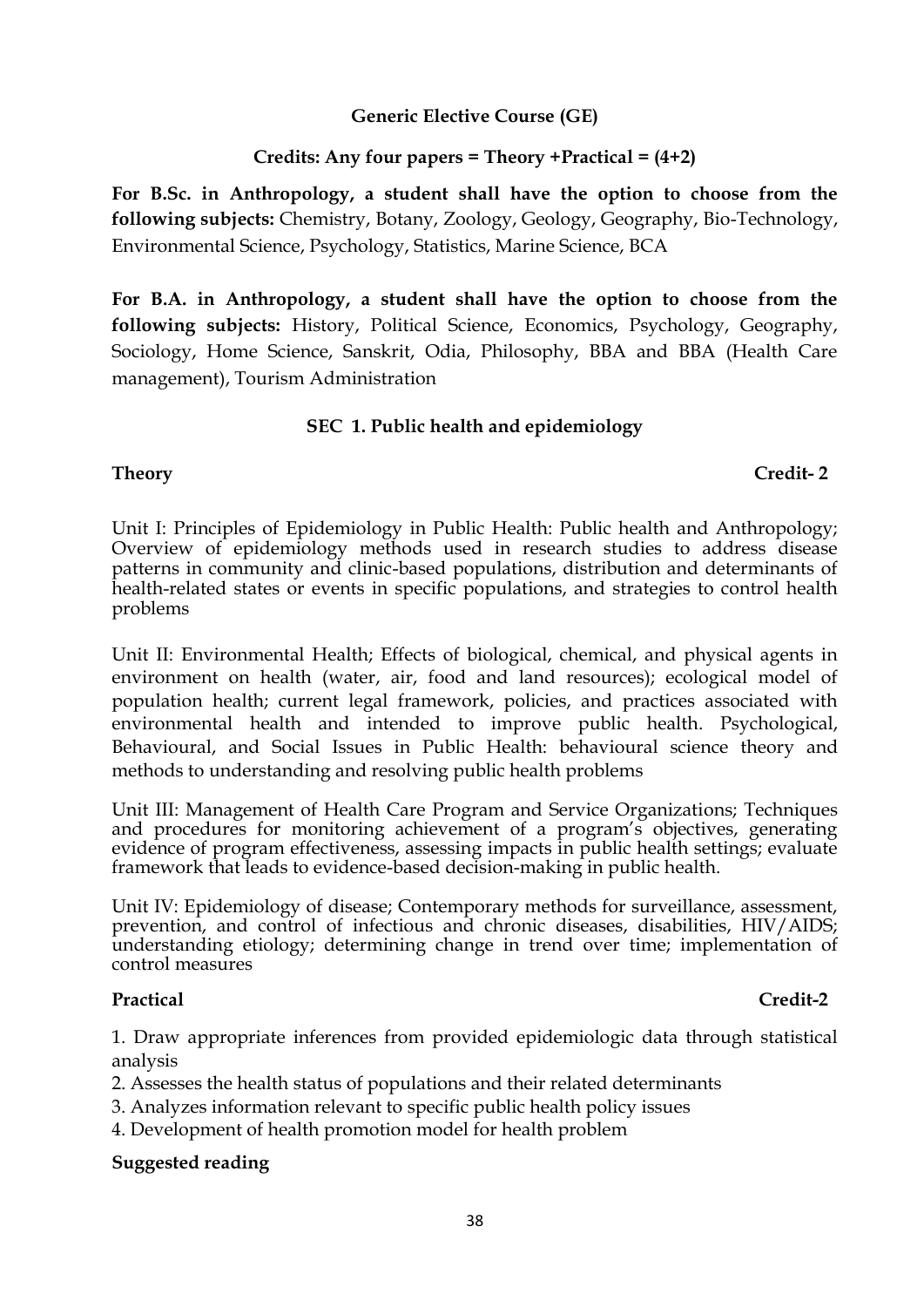## Generic Elective Course (GE)

**Credits: Any four papers = Theory +Practical = (4+2)**

**For B.Sc. in Anthropology, a student shall have the option to choose from the following subjects:** Chemistry, Botany, Zoology, Geology, Geography, Bio-Technology, Environmental Science, Psychology, Statistics, Marine Science, BCA

**For B.A. in Anthropology, a student shall have the option to choose from the following subjects:** History, Political Science, Economics, Psychology, Geography, Sociology, Home Science, Sanskrit, Odia, Philosophy, BBA and BBA (Health Care management), Tourism Administration

### SEC 1. Public health and epidemiology

**Theory** **Credit- 2**

Unit I: Principles of Epidemiology in Public Health: Public health and Anthropology; Overview of epidemiology methods used in research studies to address disease patterns in community and clinic-based populations, distribution and determinants of health-related states or events in specific populations, and strategies to control health problems

Unit II: Environmental Health; Effects of biological, chemical, and physical agents in environment on health (water, air, food and land resources); ecological model of population health; current legal framework, policies, and practices associated with environmental health and intended to improve public health. Psychological, Behavioural, and Social Issues in Public Health: behavioural science theory and methods to understanding and resolving public health problems

Unit III: Management of Health Care Program and Service Organizations; Techniques and procedures for monitoring achievement of a program's objectives, generating evidence of program effectiveness, assessing impacts in public health settings; evaluate framework that leads to evidence-based decision-making in public health.

Unit IV: Epidemiology of disease; Contemporary methods for surveillance, assessment, prevention, and control of infectious and chronic diseases, disabilities, HIV/AIDS; understanding etiology; determining change in trend over time; implementation of control measures

**Practical** **Credit-2**

1. Draw appropriate inferences from provided epidemiologic data through statistical analysis
2. Assesses the health status of populations and their related determinants
3. Analyzes information relevant to specific public health policy issues
4. Development of health promotion model for health problem

**Suggested reading**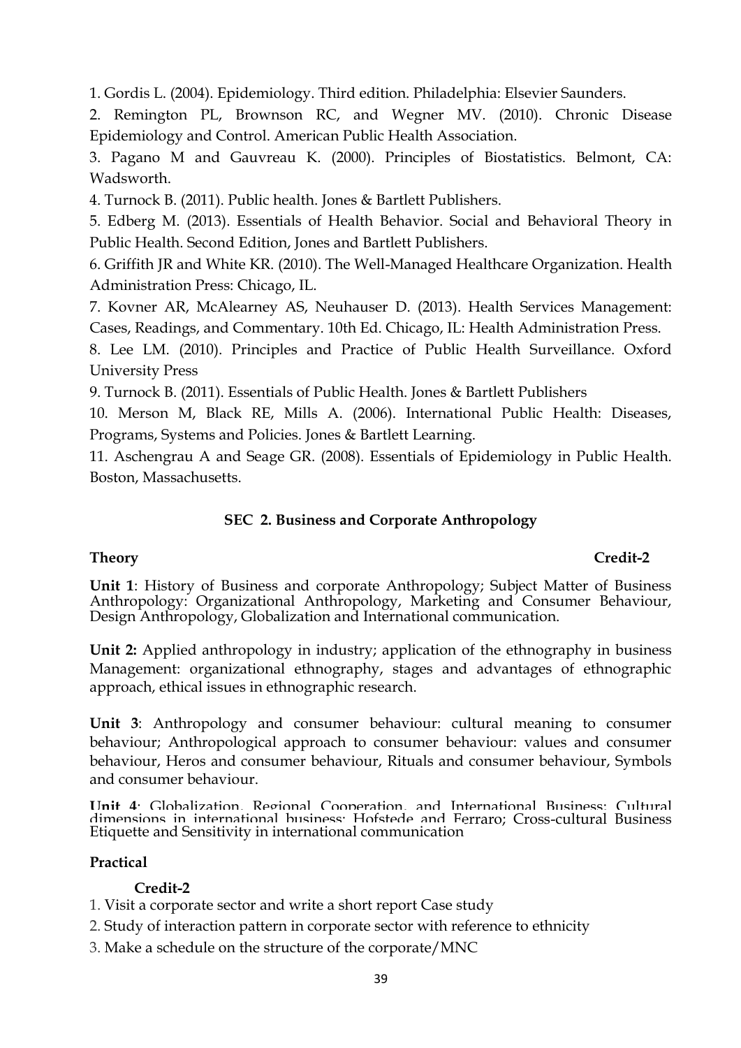1. Gordis L. (2004). Epidemiology. Third edition. Philadelphia: Elsevier Saunders.

2. Remington PL, Brownson RC, and Wegner MV. (2010). Chronic Disease Epidemiology and Control. American Public Health Association.

3. Pagano M and Gauvreau K. (2000). Principles of Biostatistics. Belmont, CA: Wadsworth.

4. Turnock B. (2011). Public health. Jones & Bartlett Publishers.

5. Edberg M. (2013). Essentials of Health Behavior. Social and Behavioral Theory in Public Health. Second Edition, Jones and Bartlett Publishers.

6. Griffith JR and White KR. (2010). The Well-Managed Healthcare Organization. Health Administration Press: Chicago, IL.

7. Kovner AR, McAlearney AS, Neuhauser D. (2013). Health Services Management: Cases, Readings, and Commentary. 10th Ed. Chicago, IL: Health Administration Press.

8. Lee LM. (2010). Principles and Practice of Public Health Surveillance. Oxford University Press

9. Turnock B. (2011). Essentials of Public Health. Jones & Bartlett Publishers

10. Merson M, Black RE, Mills A. (2006). International Public Health: Diseases, Programs, Systems and Policies. Jones & Bartlett Learning.

11. Aschengrau A and Seage GR. (2008). Essentials of Epidemiology in Public Health. Boston, Massachusetts.

## SEC 2. Business and Corporate Anthropology

**Theory** **Credit-2**

**Unit 1**: History of Business and corporate Anthropology; Subject Matter of Business Anthropology: Organizational Anthropology, Marketing and Consumer Behaviour, Design Anthropology, Globalization and International communication.

**Unit 2:** Applied anthropology in industry; application of the ethnography in business Management: organizational ethnography, stages and advantages of ethnographic approach, ethical issues in ethnographic research.

**Unit 3**: Anthropology and consumer behaviour: cultural meaning to consumer behaviour; Anthropological approach to consumer behaviour: values and consumer behaviour, Heros and consumer behaviour, Rituals and consumer behaviour, Symbols and consumer behaviour.

**Unit 4**: Globalization, Regional Cooperation, and International Business: Cultural dimensions in international business: Hofstede and Ferraro; Cross-cultural Business Etiquette and Sensitivity in international communication

**Practical**

**Credit-2**

1. Visit a corporate sector and write a short report Case study
2. Study of interaction pattern in corporate sector with reference to ethnicity
3. Make a schedule on the structure of the corporate/MNC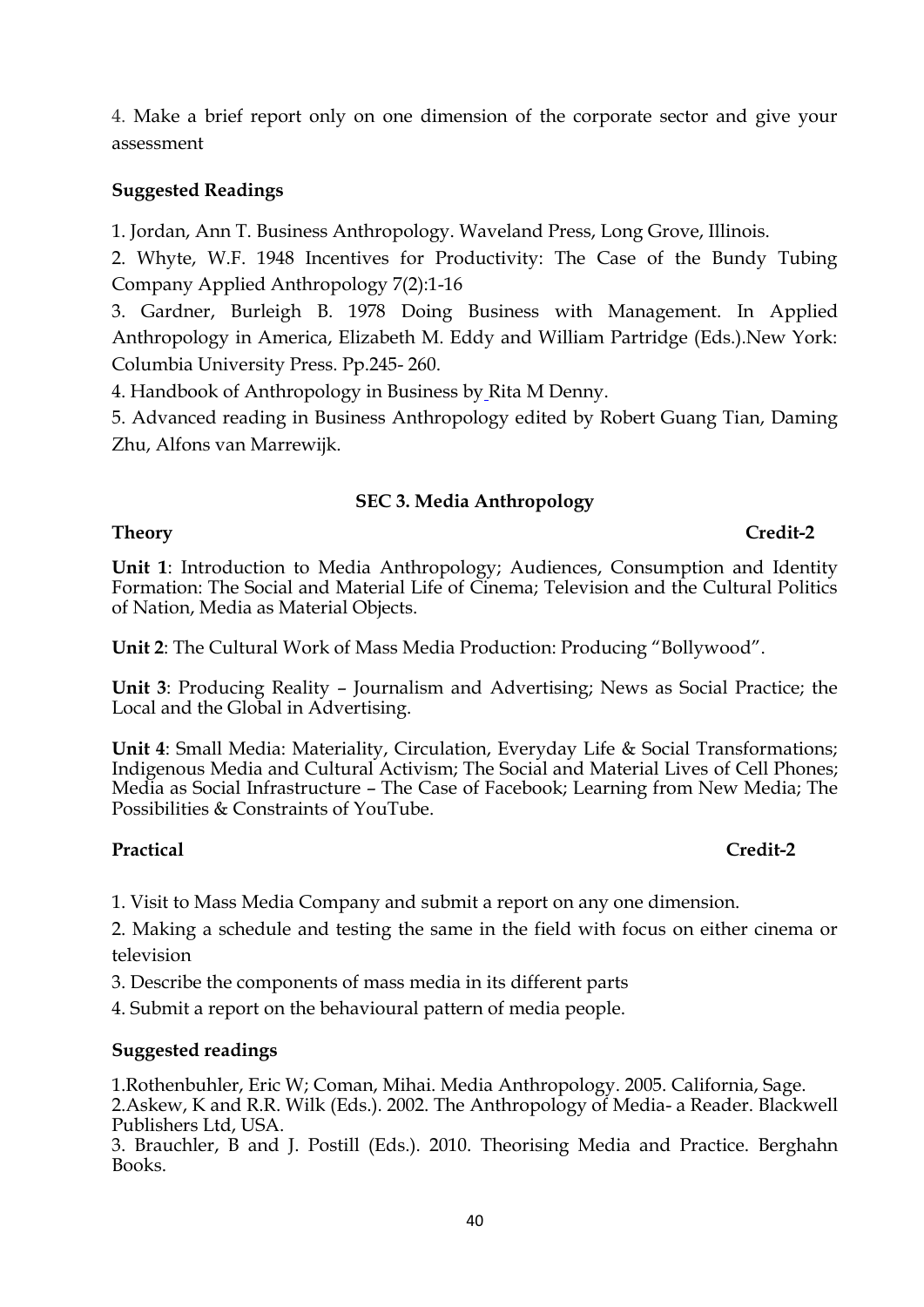4. Make a brief report only on one dimension of the corporate sector and give your assessment

**Suggested Readings**

1. Jordan, Ann T. Business Anthropology. Waveland Press, Long Grove, Illinois.
2. Whyte, W.F. 1948 Incentives for Productivity: The Case of the Bundy Tubing Company Applied Anthropology 7(2):1-16
3. Gardner, Burleigh B. 1978 Doing Business with Management. In Applied Anthropology in America, Elizabeth M. Eddy and William Partridge (Eds.).New York: Columbia University Press. Pp.245- 260.
4. Handbook of Anthropology in Business by Rita M Denny.
5. Advanced reading in Business Anthropology edited by Robert Guang Tian, Daming Zhu, Alfons van Marrewijk.

### SEC 3. Media Anthropology

**Theory** **Credit-2**

**Unit 1**: Introduction to Media Anthropology; Audiences, Consumption and Identity Formation: The Social and Material Life of Cinema; Television and the Cultural Politics of Nation, Media as Material Objects.

**Unit 2**: The Cultural Work of Mass Media Production: Producing "Bollywood".

**Unit 3**: Producing Reality – Journalism and Advertising; News as Social Practice; the Local and the Global in Advertising.

**Unit 4**: Small Media: Materiality, Circulation, Everyday Life & Social Transformations; Indigenous Media and Cultural Activism; The Social and Material Lives of Cell Phones; Media as Social Infrastructure – The Case of Facebook; Learning from New Media; The Possibilities & Constraints of YouTube.

**Practical** **Credit-2**

1. Visit to Mass Media Company and submit a report on any one dimension.
2. Making a schedule and testing the same in the field with focus on either cinema or television
3. Describe the components of mass media in its different parts
4. Submit a report on the behavioural pattern of media people.

**Suggested readings**

1. Rothenbuhler, Eric W; Coman, Mihai. Media Anthropology. 2005. California, Sage.
2. Askew, K and R.R. Wilk (Eds.). 2002. The Anthropology of Media- a Reader. Blackwell Publishers Ltd, USA.
3. Brauchler, B and J. Postill (Eds.). 2010. Theorising Media and Practice. Berghahn Books.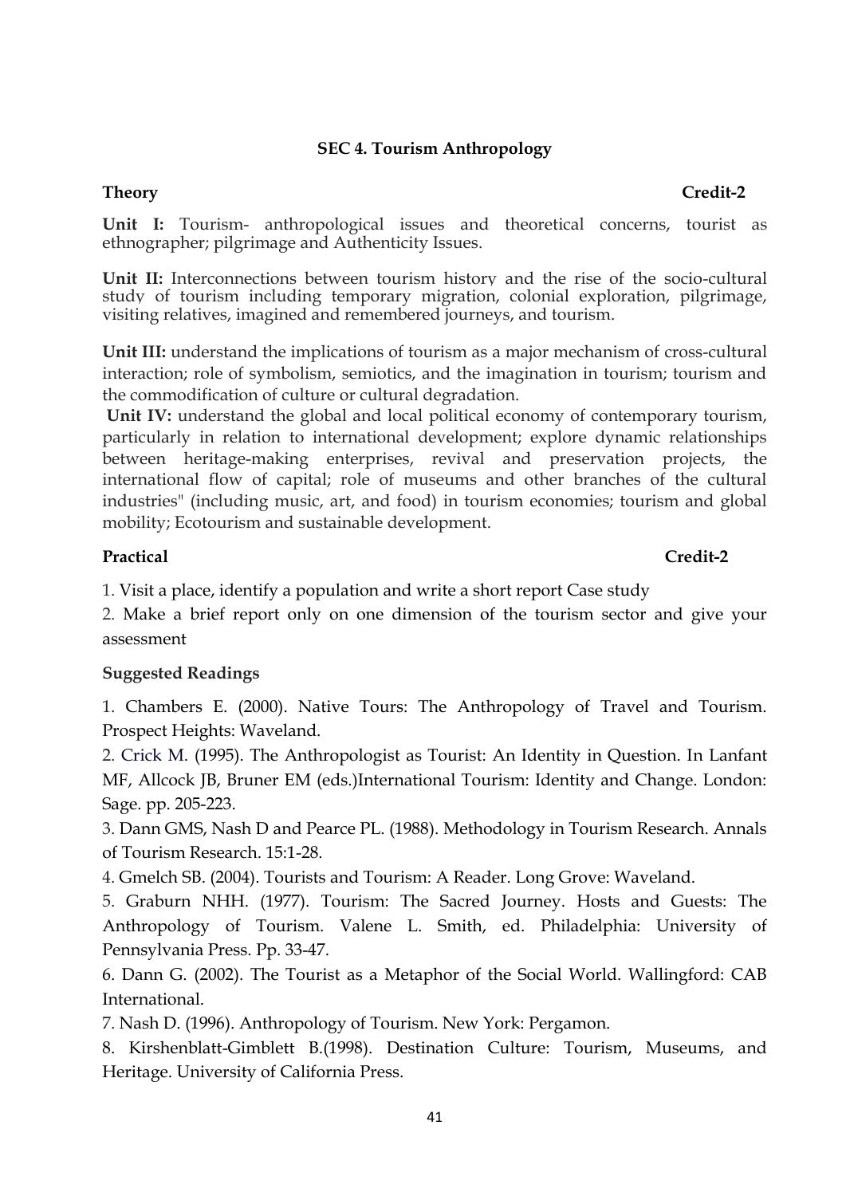## SEC 4. Tourism Anthropology

**Theory** **Credit-2**

**Unit I:** Tourism- anthropological issues and theoretical concerns, tourist as ethnographer; pilgrimage and Authenticity Issues.

**Unit II:** Interconnections between tourism history and the rise of the socio-cultural study of tourism including temporary migration, colonial exploration, pilgrimage, visiting relatives, imagined and remembered journeys, and tourism.

**Unit III:** understand the implications of tourism as a major mechanism of cross-cultural interaction; role of symbolism, semiotics, and the imagination in tourism; tourism and the commodification of culture or cultural degradation.

**Unit IV:** understand the global and local political economy of contemporary tourism, particularly in relation to international development; explore dynamic relationships between heritage-making enterprises, revival and preservation projects, the international flow of capital; role of museums and other branches of the cultural industries" (including music, art, and food) in tourism economies; tourism and global mobility; Ecotourism and sustainable development.

**Practical** **Credit-2**

1. Visit a place, identify a population and write a short report Case study
2. Make a brief report only on one dimension of the tourism sector and give your assessment

**Suggested Readings**

1. Chambers E. (2000). Native Tours: The Anthropology of Travel and Tourism. Prospect Heights: Waveland.
2. Crick M. (1995). The Anthropologist as Tourist: An Identity in Question. In Lanfant MF, Allcock JB, Bruner EM (eds.)International Tourism: Identity and Change. London: Sage. pp. 205-223.
3. Dann GMS, Nash D and Pearce PL. (1988). Methodology in Tourism Research. Annals of Tourism Research. 15:1-28.
4. Gmelch SB. (2004). Tourists and Tourism: A Reader. Long Grove: Waveland.
5. Graburn NHH. (1977). Tourism: The Sacred Journey. Hosts and Guests: The Anthropology of Tourism. Valene L. Smith, ed. Philadelphia: University of Pennsylvania Press. Pp. 33-47.
6. Dann G. (2002). The Tourist as a Metaphor of the Social World. Wallingford: CAB International.
7. Nash D. (1996). Anthropology of Tourism. New York: Pergamon.
8. Kirshenblatt-Gimblett B.(1998). Destination Culture: Tourism, Museums, and Heritage. University of California Press.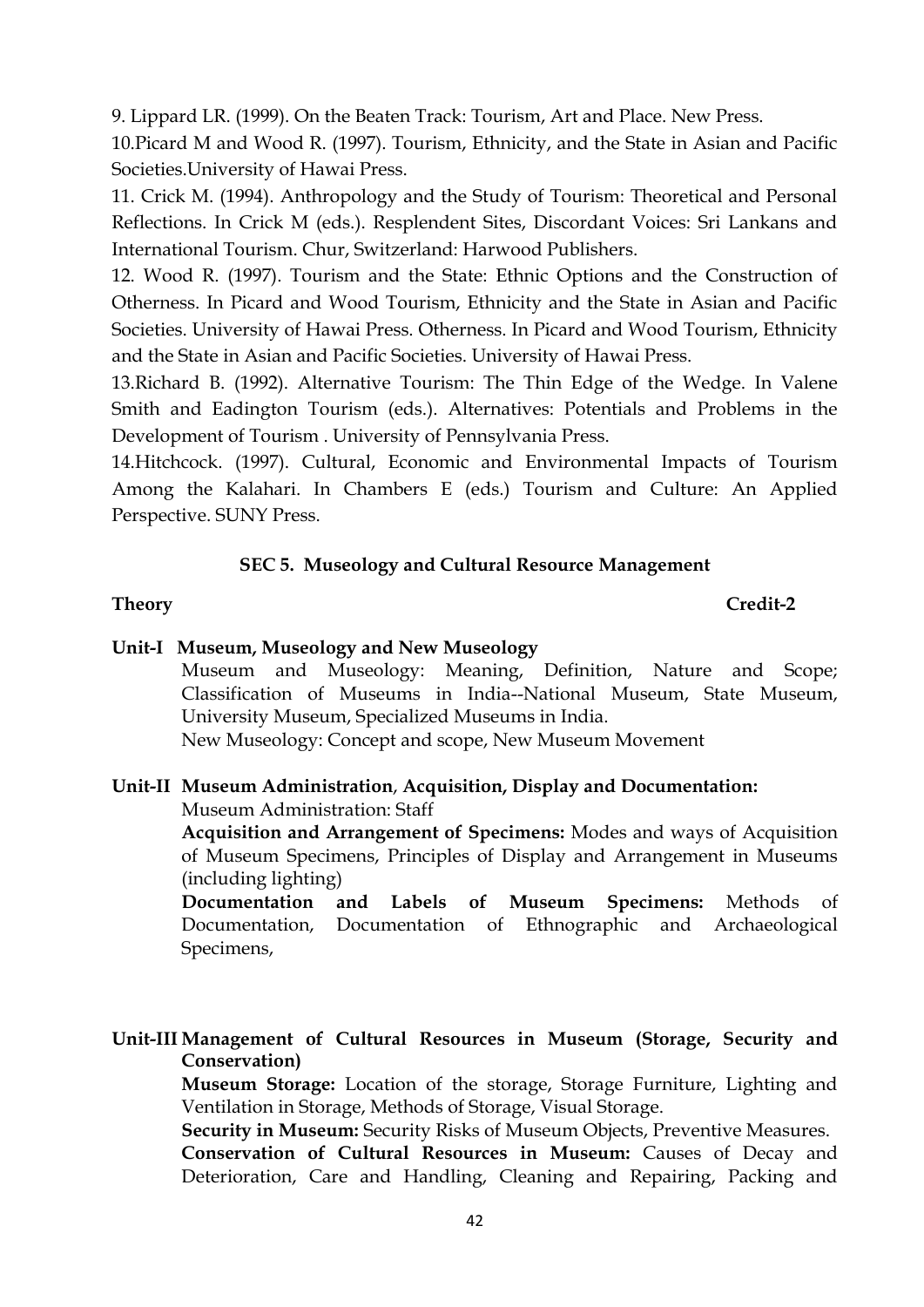9. Lippard LR. (1999). On the Beaten Track: Tourism, Art and Place. New Press.

10.Picard M and Wood R. (1997). Tourism, Ethnicity, and the State in Asian and Pacific Societies.University of Hawai Press.

11. Crick M. (1994). Anthropology and the Study of Tourism: Theoretical and Personal Reflections. In Crick M (eds.). Resplendent Sites, Discordant Voices: Sri Lankans and International Tourism. Chur, Switzerland: Harwood Publishers.

12. Wood R. (1997). Tourism and the State: Ethnic Options and the Construction of Otherness. In Picard and Wood Tourism, Ethnicity and the State in Asian and Pacific Societies. University of Hawai Press. Otherness. In Picard and Wood Tourism, Ethnicity and the State in Asian and Pacific Societies. University of Hawai Press.

13.Richard B. (1992). Alternative Tourism: The Thin Edge of the Wedge. In Valene Smith and Eadington Tourism (eds.). Alternatives: Potentials and Problems in the Development of Tourism . University of Pennsylvania Press.

14.Hitchcock. (1997). Cultural, Economic and Environmental Impacts of Tourism Among the Kalahari. In Chambers E (eds.) Tourism and Culture: An Applied Perspective. SUNY Press.

## SEC 5. Museology and Cultural Resource Management

**Theory** **Credit-2**

**Unit-I Museum, Museology and New Museology**

Museum and Museology: Meaning, Definition, Nature and Scope; Classification of Museums in India--National Museum, State Museum, University Museum, Specialized Museums in India.

New Museology: Concept and scope, New Museum Movement

**Unit-II Museum Administration, Acquisition, Display and Documentation:**

Museum Administration: Staff

**Acquisition and Arrangement of Specimens:** Modes and ways of Acquisition of Museum Specimens, Principles of Display and Arrangement in Museums (including lighting)

**Documentation and Labels of Museum Specimens:** Methods of Documentation, Documentation of Ethnographic and Archaeological Specimens,

**Unit-III Management of Cultural Resources in Museum (Storage, Security and Conservation)**

**Museum Storage:** Location of the storage, Storage Furniture, Lighting and Ventilation in Storage, Methods of Storage, Visual Storage.

**Security in Museum:** Security Risks of Museum Objects, Preventive Measures.

**Conservation of Cultural Resources in Museum:** Causes of Decay and Deterioration, Care and Handling, Cleaning and Repairing, Packing and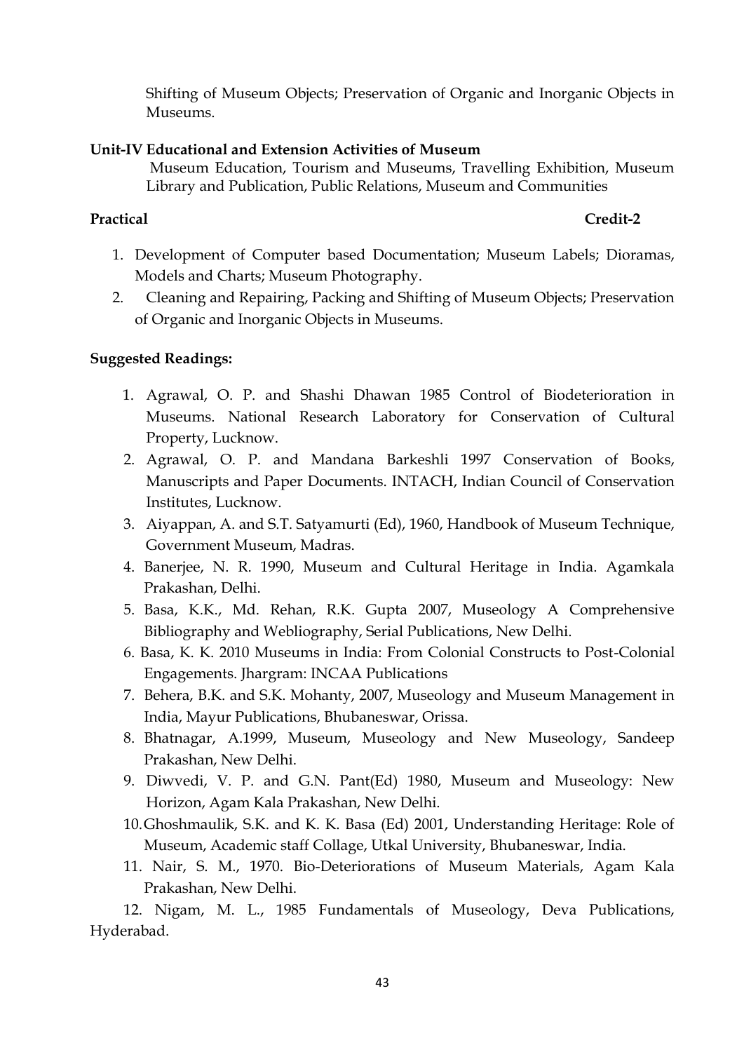Shifting of Museum Objects; Preservation of Organic and Inorganic Objects in Museums.

**Unit-IV Educational and Extension Activities of Museum**

Museum Education, Tourism and Museums, Travelling Exhibition, Museum Library and Publication, Public Relations, Museum and Communities

**Practical** **Credit-2**

1. Development of Computer based Documentation; Museum Labels; Dioramas, Models and Charts; Museum Photography.
2. Cleaning and Repairing, Packing and Shifting of Museum Objects; Preservation of Organic and Inorganic Objects in Museums.

**Suggested Readings:**

1. Agrawal, O. P. and Shashi Dhawan 1985 Control of Biodeterioration in Museums. National Research Laboratory for Conservation of Cultural Property, Lucknow.
2. Agrawal, O. P. and Mandana Barkeshli 1997 Conservation of Books, Manuscripts and Paper Documents. INTACH, Indian Council of Conservation Institutes, Lucknow.
3. Aiyappan, A. and S.T. Satyamurti (Ed), 1960, Handbook of Museum Technique, Government Museum, Madras.
4. Banerjee, N. R. 1990, Museum and Cultural Heritage in India. Agamkala Prakashan, Delhi.
5. Basa, K.K., Md. Rehan, R.K. Gupta 2007, Museology A Comprehensive Bibliography and Webliography, Serial Publications, New Delhi.
6. Basa, K. K. 2010 Museums in India: From Colonial Constructs to Post-Colonial Engagements. Jhargram: INCAA Publications
7. Behera, B.K. and S.K. Mohanty, 2007, Museology and Museum Management in India, Mayur Publications, Bhubaneswar, Orissa.
8. Bhatnagar, A.1999, Museum, Museology and New Museology, Sandeep Prakashan, New Delhi.
9. Diwvedi, V. P. and G.N. Pant(Ed) 1980, Museum and Museology: New Horizon, Agam Kala Prakashan, New Delhi.
10. Ghoshmaulik, S.K. and K. K. Basa (Ed) 2001, Understanding Heritage: Role of Museum, Academic staff Collage, Utkal University, Bhubaneswar, India.
11. Nair, S. M., 1970. Bio-Deteriorations of Museum Materials, Agam Kala Prakashan, New Delhi.
12. Nigam, M. L., 1985 Fundamentals of Museology, Deva Publications, Hyderabad.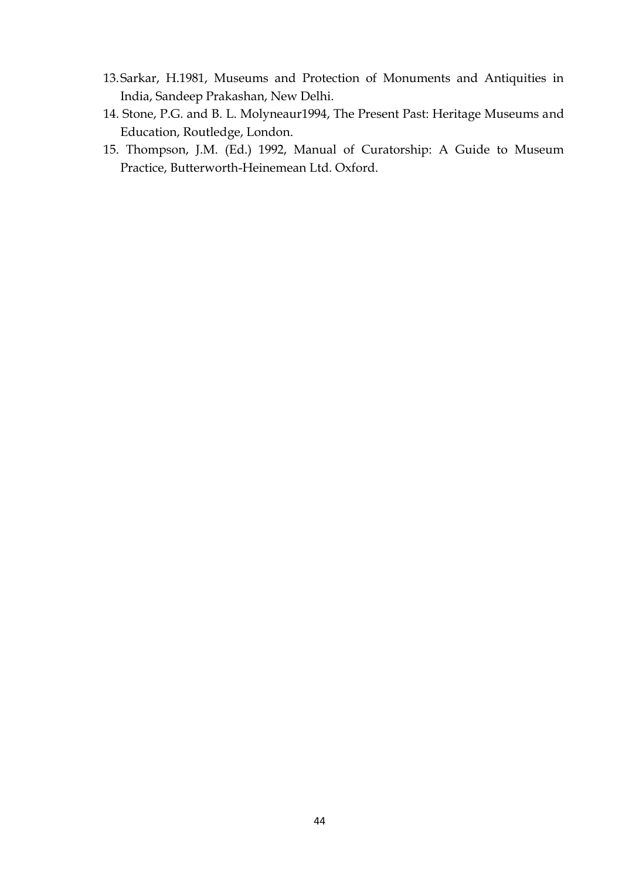13. Sarkar, H.1981, Museums and Protection of Monuments and Antiquities in India, Sandeep Prakashan, New Delhi.
14. Stone, P.G. and B. L. Molyneaur1994, The Present Past: Heritage Museums and Education, Routledge, London.
15. Thompson, J.M. (Ed.) 1992, Manual of Curatorship: A Guide to Museum Practice, Butterworth-Heinemean Ltd. Oxford.